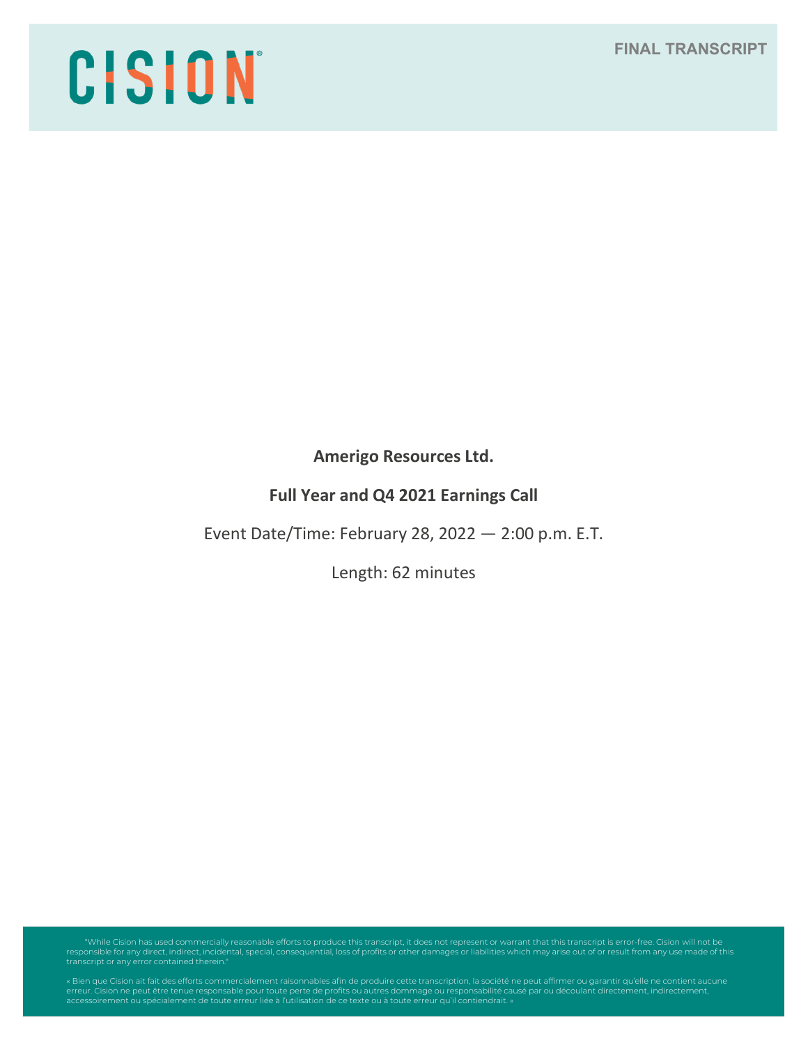CISION

FINAL TRANSCRIPT

**Amerigo Resources Ltd.**

**Full Year and Q4 2021 Earnings Call**

Event Date/Time: February 28, 2022 — 2:00 p.m. E.T.

Length: 62 minutes

"While Cision has used commercially reasonable efforts to produce this transcript, it does not represent or warrant that this transcript is error-free. Cision will not be responsible for any direct, indirect, incidental, special, consequential, loss of profits or other damages or liabilities which may arise out of or result from any use made of this transcript or any error contained therein."

« Bien que Cision ait fait des efforts commercialement raisonnables afin de produire cette transcription, la société ne peut affirmer ou garantir qu'elle ne contient aucune erreur. Cision ne peut être tenue responsable pour toute perte de profits ou autres dommage ou responsabilité causé par ou découlant directement, indirectement, accessoirement ou spécialement de toute erreur liée à l'utilisation de ce texte ou à toute erreur qu'il contiendrait. »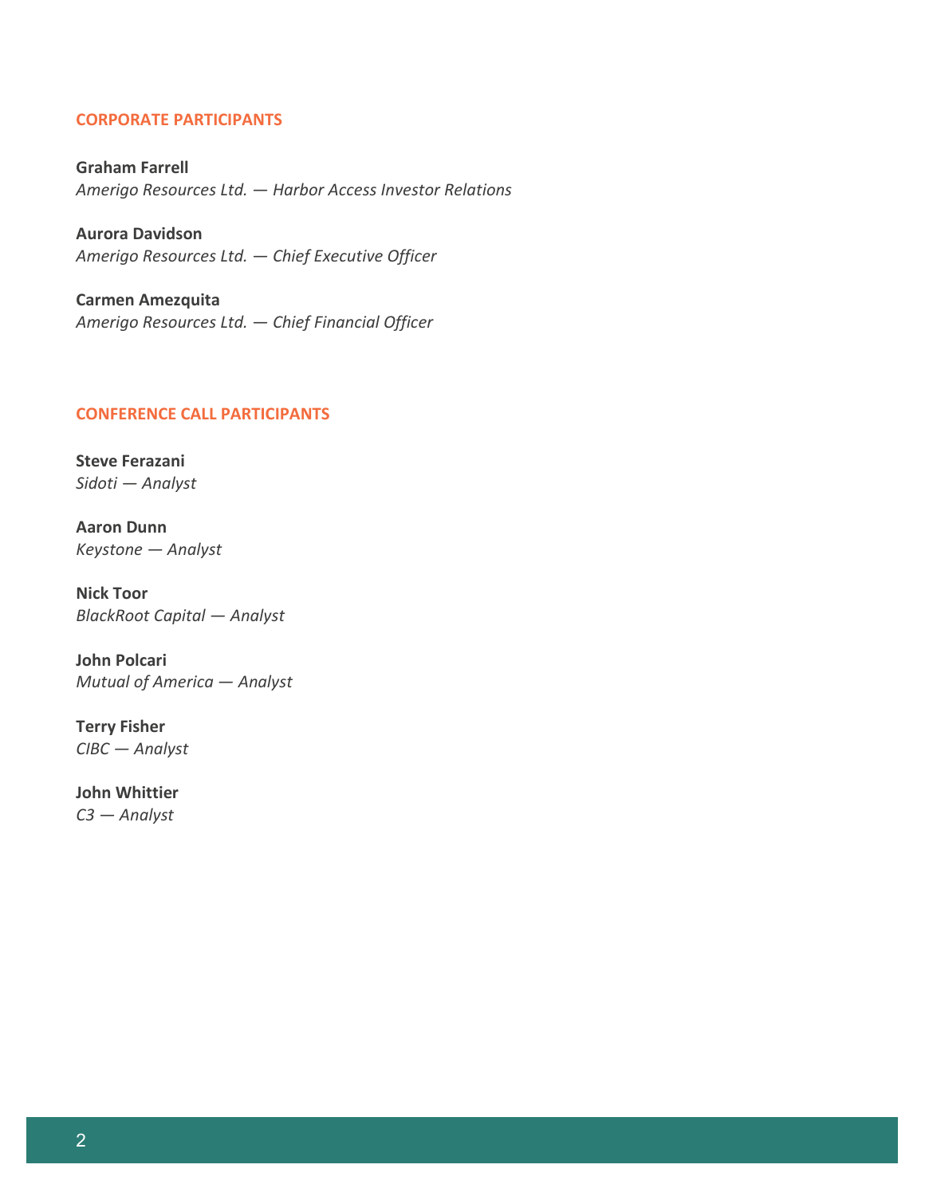## CORPORATE PARTICIPANTS

**Graham Farrell**
*Amerigo Resources Ltd. — Harbor Access Investor Relations*

**Aurora Davidson**
*Amerigo Resources Ltd. — Chief Executive Officer*

**Carmen Amezquita**
*Amerigo Resources Ltd. — Chief Financial Officer*

## CONFERENCE CALL PARTICIPANTS

**Steve Ferazani**
*Sidoti — Analyst*

**Aaron Dunn**
*Keystone — Analyst*

**Nick Toor**
*BlackRoot Capital — Analyst*

**John Polcari**
*Mutual of America — Analyst*

**Terry Fisher**
*CIBC — Analyst*

**John Whittier**
*C3 — Analyst*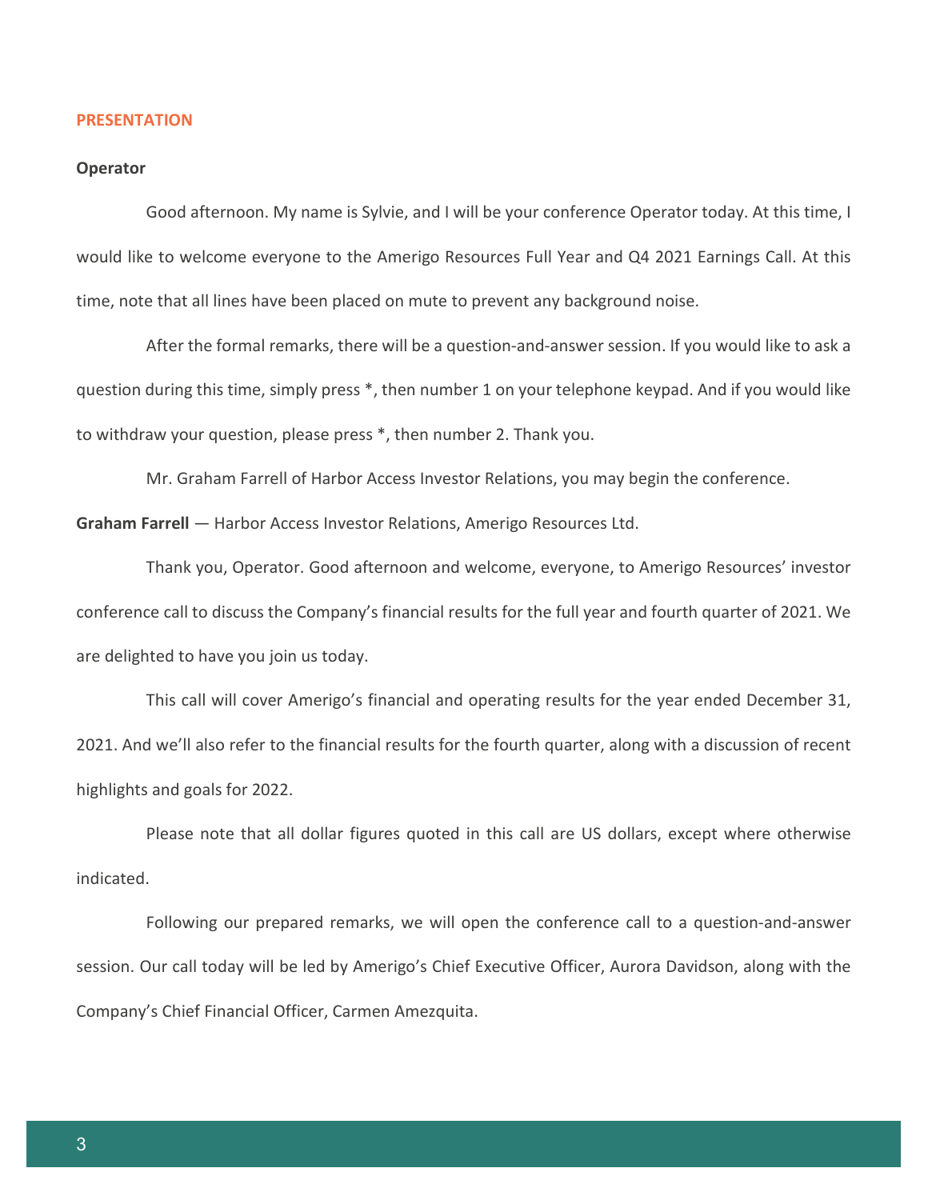## PRESENTATION

**Operator**

Good afternoon. My name is Sylvie, and I will be your conference Operator today. At this time, I would like to welcome everyone to the Amerigo Resources Full Year and Q4 2021 Earnings Call. At this time, note that all lines have been placed on mute to prevent any background noise.

After the formal remarks, there will be a question-and-answer session. If you would like to ask a question during this time, simply press *, then number 1 on your telephone keypad. And if you would like to withdraw your question, please press *, then number 2. Thank you.

Mr. Graham Farrell of Harbor Access Investor Relations, you may begin the conference.

**Graham Farrell** — Harbor Access Investor Relations, Amerigo Resources Ltd.

Thank you, Operator. Good afternoon and welcome, everyone, to Amerigo Resources' investor conference call to discuss the Company's financial results for the full year and fourth quarter of 2021. We are delighted to have you join us today.

This call will cover Amerigo's financial and operating results for the year ended December 31, 2021. And we'll also refer to the financial results for the fourth quarter, along with a discussion of recent highlights and goals for 2022.

Please note that all dollar figures quoted in this call are US dollars, except where otherwise indicated.

Following our prepared remarks, we will open the conference call to a question-and-answer session. Our call today will be led by Amerigo's Chief Executive Officer, Aurora Davidson, along with the Company's Chief Financial Officer, Carmen Amezquita.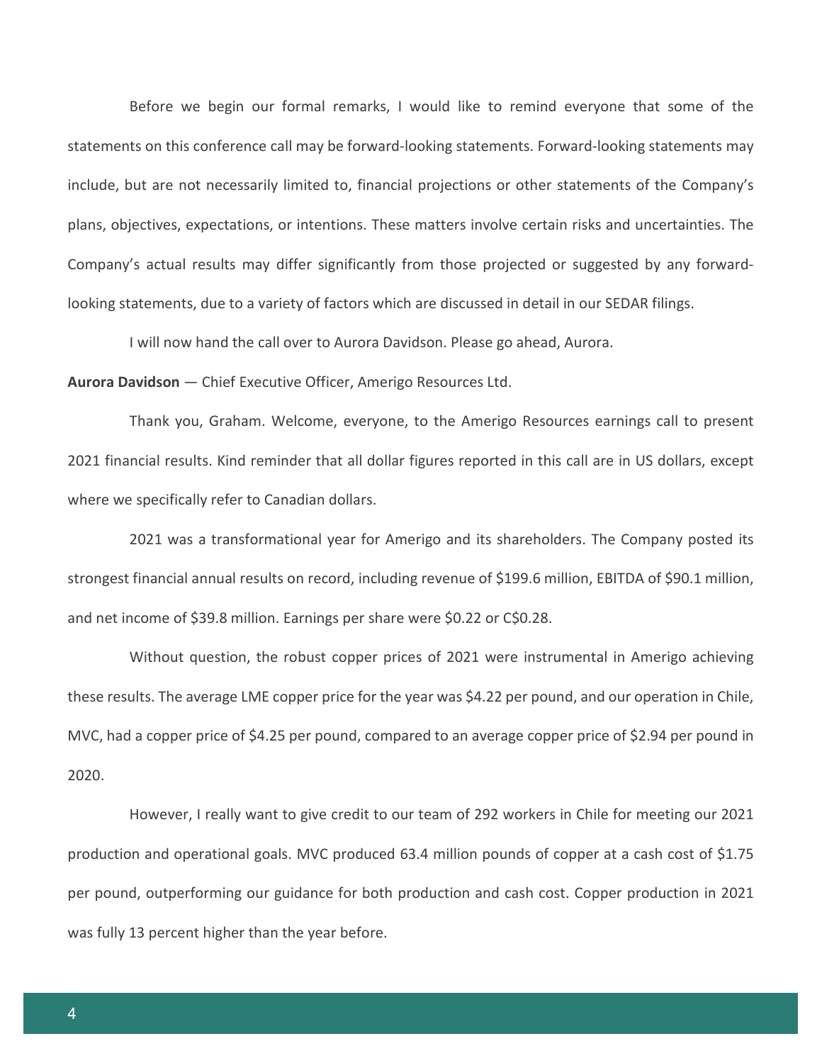Before we begin our formal remarks, I would like to remind everyone that some of the statements on this conference call may be forward-looking statements. Forward-looking statements may include, but are not necessarily limited to, financial projections or other statements of the Company's plans, objectives, expectations, or intentions. These matters involve certain risks and uncertainties. The Company's actual results may differ significantly from those projected or suggested by any forward-looking statements, due to a variety of factors which are discussed in detail in our SEDAR filings.

I will now hand the call over to Aurora Davidson. Please go ahead, Aurora.

**Aurora Davidson** — Chief Executive Officer, Amerigo Resources Ltd.

Thank you, Graham. Welcome, everyone, to the Amerigo Resources earnings call to present 2021 financial results. Kind reminder that all dollar figures reported in this call are in US dollars, except where we specifically refer to Canadian dollars.

2021 was a transformational year for Amerigo and its shareholders. The Company posted its strongest financial annual results on record, including revenue of $199.6 million, EBITDA of $90.1 million, and net income of $39.8 million. Earnings per share were $0.22 or C$0.28.

Without question, the robust copper prices of 2021 were instrumental in Amerigo achieving these results. The average LME copper price for the year was $4.22 per pound, and our operation in Chile, MVC, had a copper price of $4.25 per pound, compared to an average copper price of $2.94 per pound in 2020.

However, I really want to give credit to our team of 292 workers in Chile for meeting our 2021 production and operational goals. MVC produced 63.4 million pounds of copper at a cash cost of $1.75 per pound, outperforming our guidance for both production and cash cost. Copper production in 2021 was fully 13 percent higher than the year before.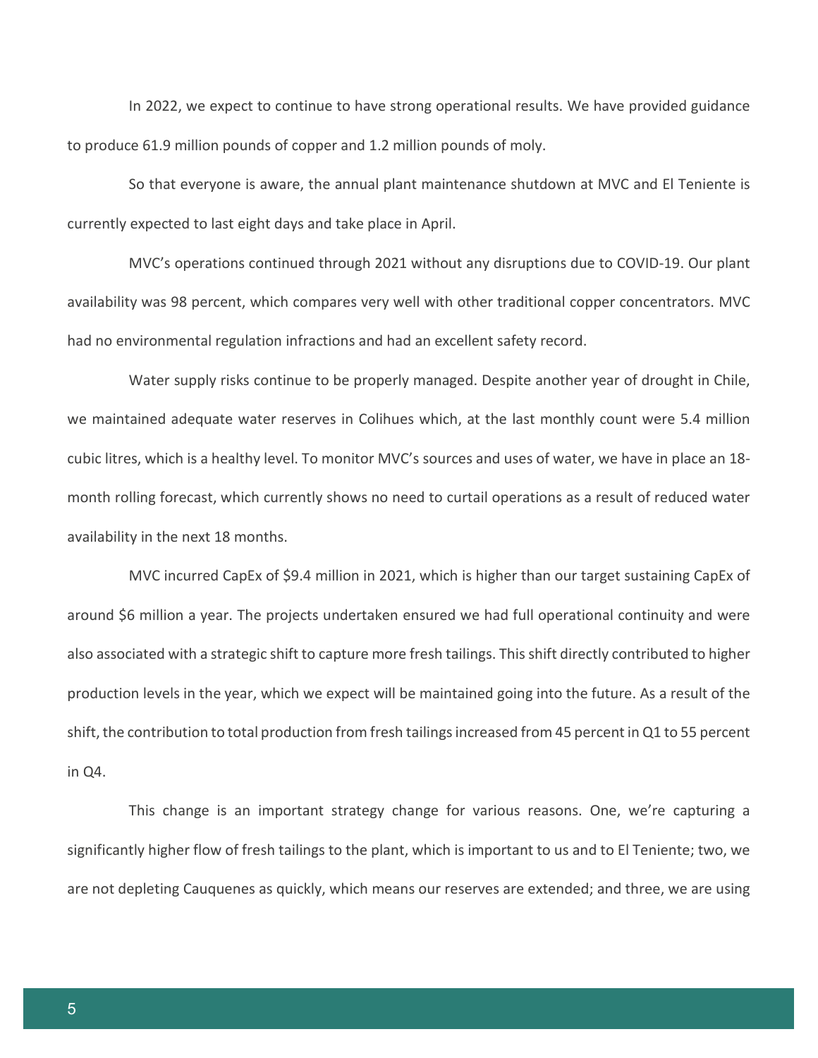In 2022, we expect to continue to have strong operational results. We have provided guidance to produce 61.9 million pounds of copper and 1.2 million pounds of moly.

So that everyone is aware, the annual plant maintenance shutdown at MVC and El Teniente is currently expected to last eight days and take place in April.

MVC's operations continued through 2021 without any disruptions due to COVID-19. Our plant availability was 98 percent, which compares very well with other traditional copper concentrators. MVC had no environmental regulation infractions and had an excellent safety record.

Water supply risks continue to be properly managed. Despite another year of drought in Chile, we maintained adequate water reserves in Colihues which, at the last monthly count were 5.4 million cubic litres, which is a healthy level. To monitor MVC's sources and uses of water, we have in place an 18-month rolling forecast, which currently shows no need to curtail operations as a result of reduced water availability in the next 18 months.

MVC incurred CapEx of $9.4 million in 2021, which is higher than our target sustaining CapEx of around $6 million a year. The projects undertaken ensured we had full operational continuity and were also associated with a strategic shift to capture more fresh tailings. This shift directly contributed to higher production levels in the year, which we expect will be maintained going into the future. As a result of the shift, the contribution to total production from fresh tailings increased from 45 percent in Q1 to 55 percent in Q4.

This change is an important strategy change for various reasons. One, we're capturing a significantly higher flow of fresh tailings to the plant, which is important to us and to El Teniente; two, we are not depleting Cauquenes as quickly, which means our reserves are extended; and three, we are using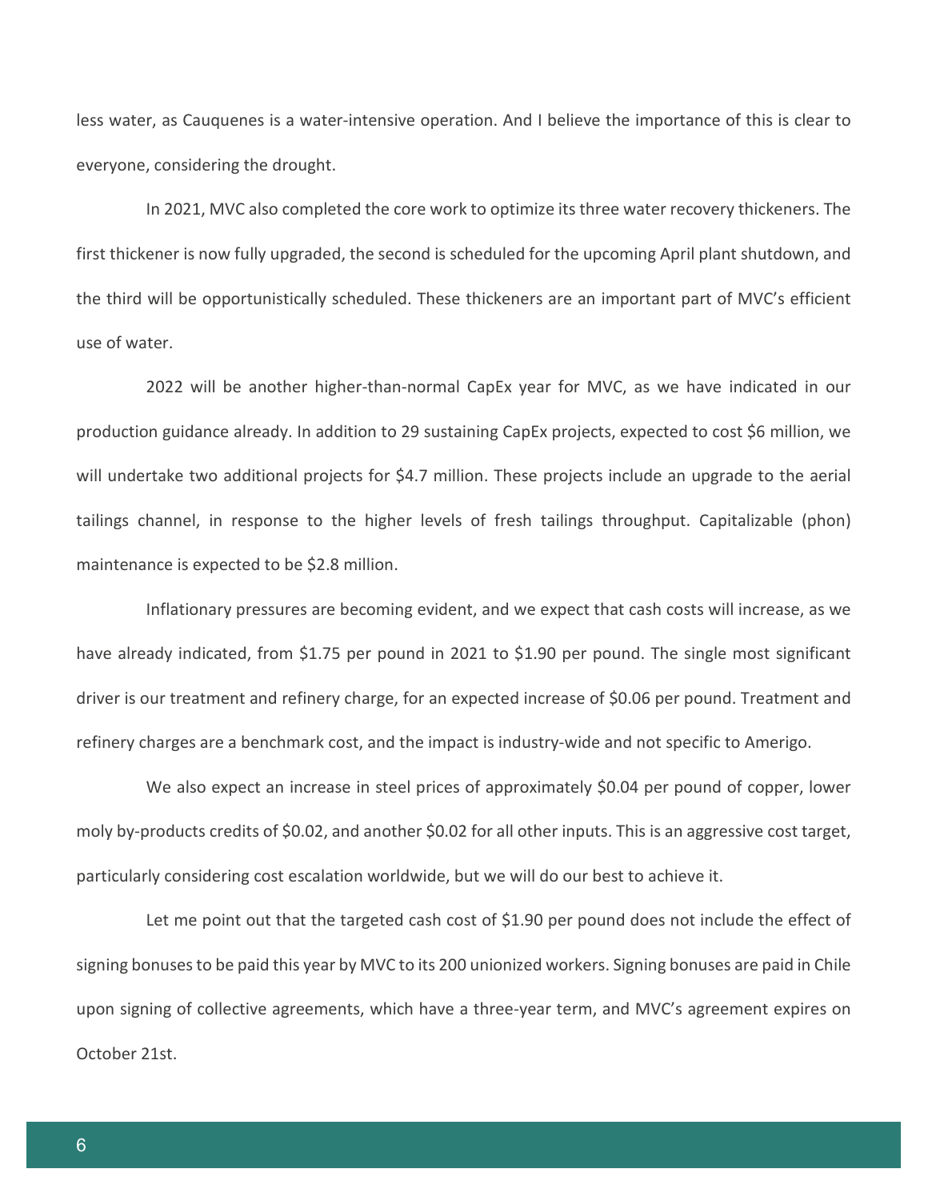less water, as Cauquenes is a water-intensive operation. And I believe the importance of this is clear to everyone, considering the drought.

In 2021, MVC also completed the core work to optimize its three water recovery thickeners. The first thickener is now fully upgraded, the second is scheduled for the upcoming April plant shutdown, and the third will be opportunistically scheduled. These thickeners are an important part of MVC's efficient use of water.

2022 will be another higher-than-normal CapEx year for MVC, as we have indicated in our production guidance already. In addition to 29 sustaining CapEx projects, expected to cost $6 million, we will undertake two additional projects for $4.7 million. These projects include an upgrade to the aerial tailings channel, in response to the higher levels of fresh tailings throughput. Capitalizable (phon) maintenance is expected to be $2.8 million.

Inflationary pressures are becoming evident, and we expect that cash costs will increase, as we have already indicated, from $1.75 per pound in 2021 to $1.90 per pound. The single most significant driver is our treatment and refinery charge, for an expected increase of $0.06 per pound. Treatment and refinery charges are a benchmark cost, and the impact is industry-wide and not specific to Amerigo.

We also expect an increase in steel prices of approximately $0.04 per pound of copper, lower moly by-products credits of $0.02, and another $0.02 for all other inputs. This is an aggressive cost target, particularly considering cost escalation worldwide, but we will do our best to achieve it.

Let me point out that the targeted cash cost of $1.90 per pound does not include the effect of signing bonuses to be paid this year by MVC to its 200 unionized workers. Signing bonuses are paid in Chile upon signing of collective agreements, which have a three-year term, and MVC's agreement expires on October 21st.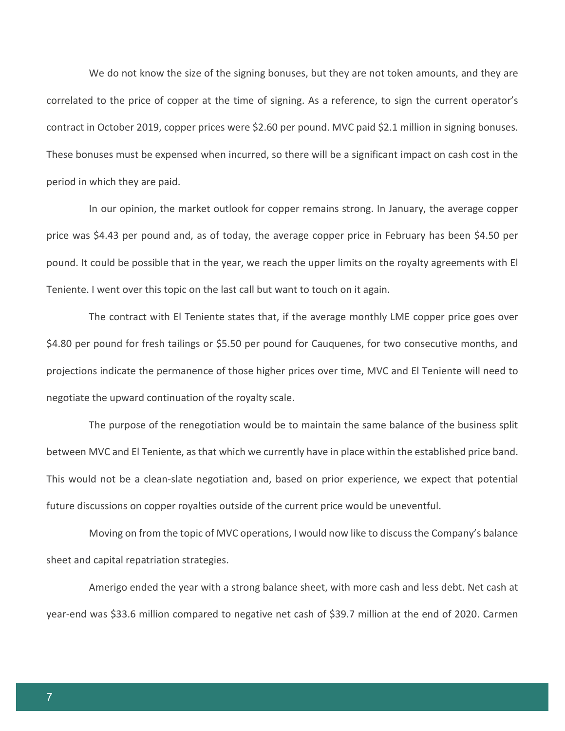We do not know the size of the signing bonuses, but they are not token amounts, and they are correlated to the price of copper at the time of signing. As a reference, to sign the current operator's contract in October 2019, copper prices were $2.60 per pound. MVC paid $2.1 million in signing bonuses. These bonuses must be expensed when incurred, so there will be a significant impact on cash cost in the period in which they are paid.

In our opinion, the market outlook for copper remains strong. In January, the average copper price was $4.43 per pound and, as of today, the average copper price in February has been $4.50 per pound. It could be possible that in the year, we reach the upper limits on the royalty agreements with El Teniente. I went over this topic on the last call but want to touch on it again.

The contract with El Teniente states that, if the average monthly LME copper price goes over $4.80 per pound for fresh tailings or $5.50 per pound for Cauquenes, for two consecutive months, and projections indicate the permanence of those higher prices over time, MVC and El Teniente will need to negotiate the upward continuation of the royalty scale.

The purpose of the renegotiation would be to maintain the same balance of the business split between MVC and El Teniente, as that which we currently have in place within the established price band. This would not be a clean-slate negotiation and, based on prior experience, we expect that potential future discussions on copper royalties outside of the current price would be uneventful.

Moving on from the topic of MVC operations, I would now like to discuss the Company's balance sheet and capital repatriation strategies.

Amerigo ended the year with a strong balance sheet, with more cash and less debt. Net cash at year-end was $33.6 million compared to negative net cash of $39.7 million at the end of 2020. Carmen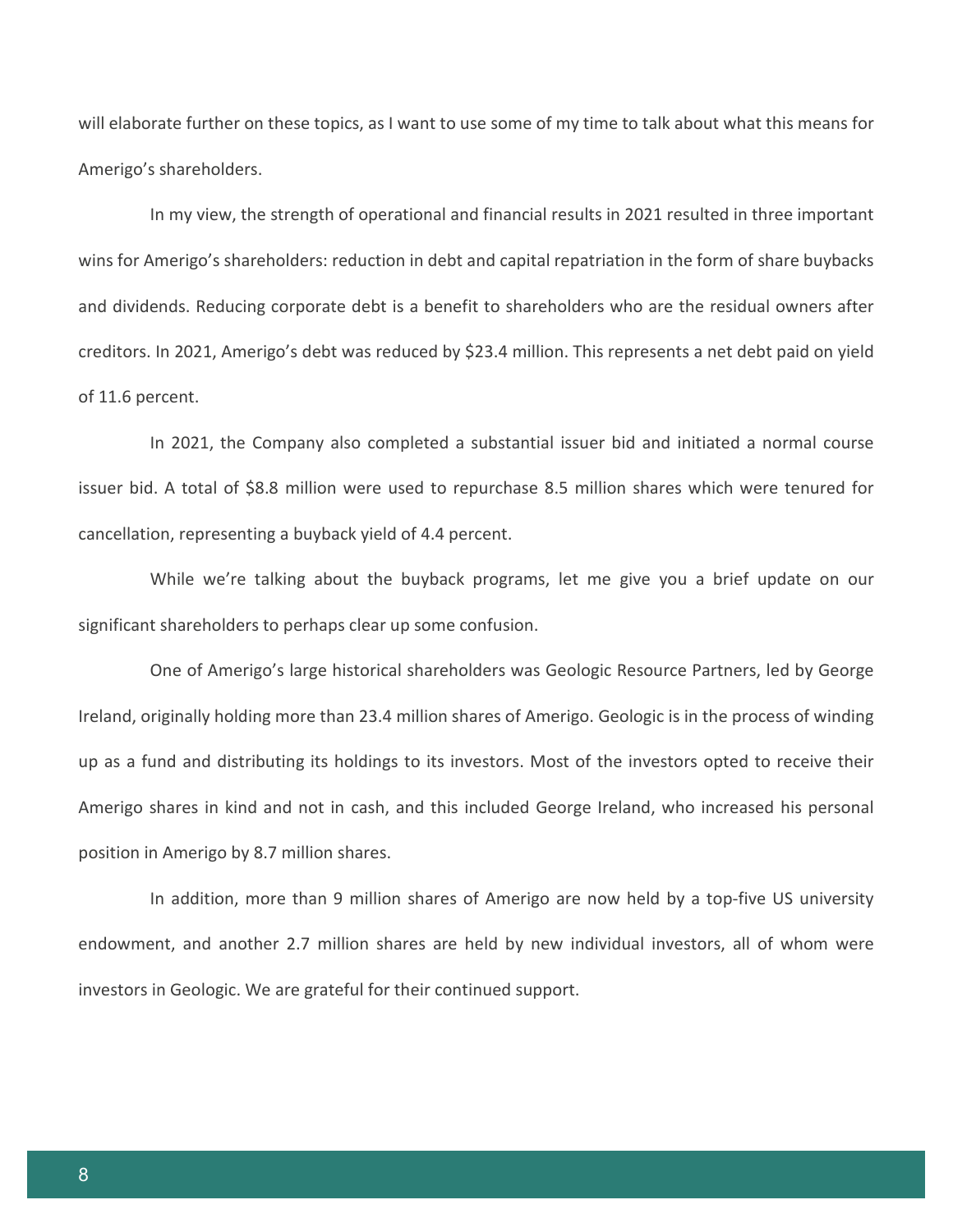will elaborate further on these topics, as I want to use some of my time to talk about what this means for Amerigo's shareholders.

In my view, the strength of operational and financial results in 2021 resulted in three important wins for Amerigo's shareholders: reduction in debt and capital repatriation in the form of share buybacks and dividends. Reducing corporate debt is a benefit to shareholders who are the residual owners after creditors. In 2021, Amerigo's debt was reduced by $23.4 million. This represents a net debt paid on yield of 11.6 percent.

In 2021, the Company also completed a substantial issuer bid and initiated a normal course issuer bid. A total of $8.8 million were used to repurchase 8.5 million shares which were tenured for cancellation, representing a buyback yield of 4.4 percent.

While we're talking about the buyback programs, let me give you a brief update on our significant shareholders to perhaps clear up some confusion.

One of Amerigo's large historical shareholders was Geologic Resource Partners, led by George Ireland, originally holding more than 23.4 million shares of Amerigo. Geologic is in the process of winding up as a fund and distributing its holdings to its investors. Most of the investors opted to receive their Amerigo shares in kind and not in cash, and this included George Ireland, who increased his personal position in Amerigo by 8.7 million shares.

In addition, more than 9 million shares of Amerigo are now held by a top-five US university endowment, and another 2.7 million shares are held by new individual investors, all of whom were investors in Geologic. We are grateful for their continued support.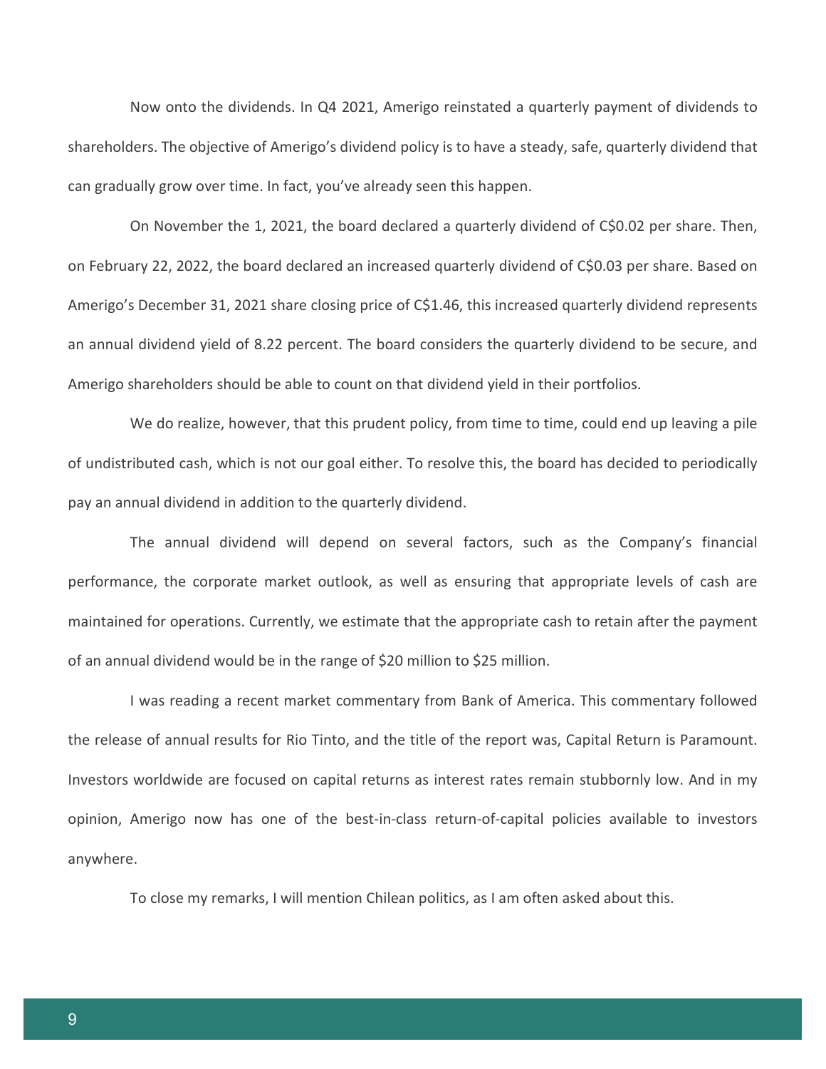Now onto the dividends. In Q4 2021, Amerigo reinstated a quarterly payment of dividends to shareholders. The objective of Amerigo's dividend policy is to have a steady, safe, quarterly dividend that can gradually grow over time. In fact, you've already seen this happen.

On November the 1, 2021, the board declared a quarterly dividend of C$0.02 per share. Then, on February 22, 2022, the board declared an increased quarterly dividend of C$0.03 per share. Based on Amerigo's December 31, 2021 share closing price of C$1.46, this increased quarterly dividend represents an annual dividend yield of 8.22 percent. The board considers the quarterly dividend to be secure, and Amerigo shareholders should be able to count on that dividend yield in their portfolios.

We do realize, however, that this prudent policy, from time to time, could end up leaving a pile of undistributed cash, which is not our goal either. To resolve this, the board has decided to periodically pay an annual dividend in addition to the quarterly dividend.

The annual dividend will depend on several factors, such as the Company's financial performance, the corporate market outlook, as well as ensuring that appropriate levels of cash are maintained for operations. Currently, we estimate that the appropriate cash to retain after the payment of an annual dividend would be in the range of $20 million to $25 million.

I was reading a recent market commentary from Bank of America. This commentary followed the release of annual results for Rio Tinto, and the title of the report was, Capital Return is Paramount. Investors worldwide are focused on capital returns as interest rates remain stubbornly low. And in my opinion, Amerigo now has one of the best-in-class return-of-capital policies available to investors anywhere.

To close my remarks, I will mention Chilean politics, as I am often asked about this.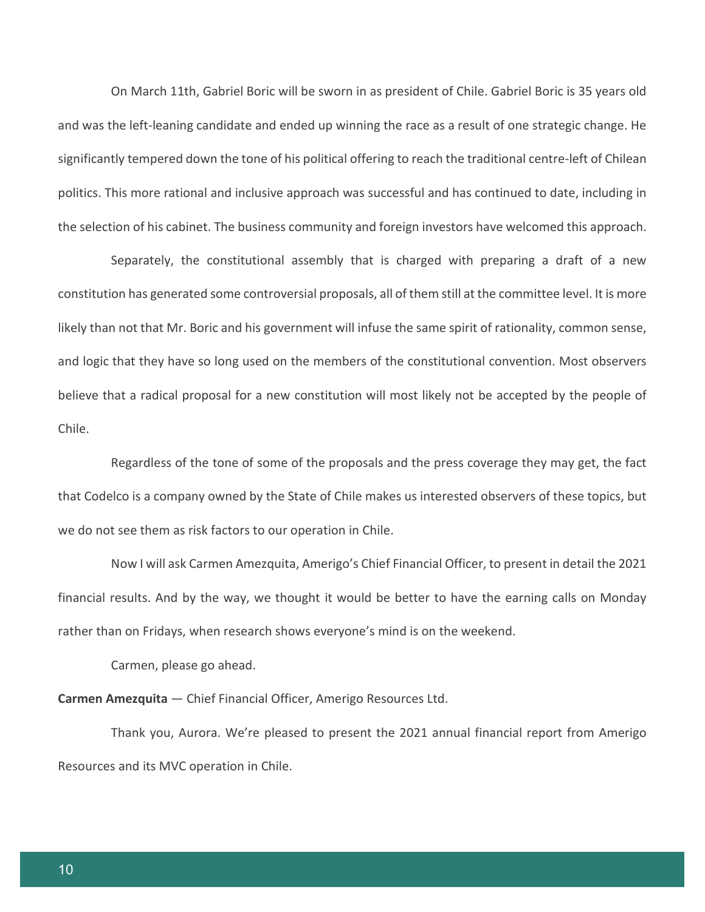On March 11th, Gabriel Boric will be sworn in as president of Chile. Gabriel Boric is 35 years old and was the left-leaning candidate and ended up winning the race as a result of one strategic change. He significantly tempered down the tone of his political offering to reach the traditional centre-left of Chilean politics. This more rational and inclusive approach was successful and has continued to date, including in the selection of his cabinet. The business community and foreign investors have welcomed this approach.

Separately, the constitutional assembly that is charged with preparing a draft of a new constitution has generated some controversial proposals, all of them still at the committee level. It is more likely than not that Mr. Boric and his government will infuse the same spirit of rationality, common sense, and logic that they have so long used on the members of the constitutional convention. Most observers believe that a radical proposal for a new constitution will most likely not be accepted by the people of Chile.

Regardless of the tone of some of the proposals and the press coverage they may get, the fact that Codelco is a company owned by the State of Chile makes us interested observers of these topics, but we do not see them as risk factors to our operation in Chile.

Now I will ask Carmen Amezquita, Amerigo's Chief Financial Officer, to present in detail the 2021 financial results. And by the way, we thought it would be better to have the earning calls on Monday rather than on Fridays, when research shows everyone's mind is on the weekend.

Carmen, please go ahead.

**Carmen Amezquita** — Chief Financial Officer, Amerigo Resources Ltd.

Thank you, Aurora. We're pleased to present the 2021 annual financial report from Amerigo Resources and its MVC operation in Chile.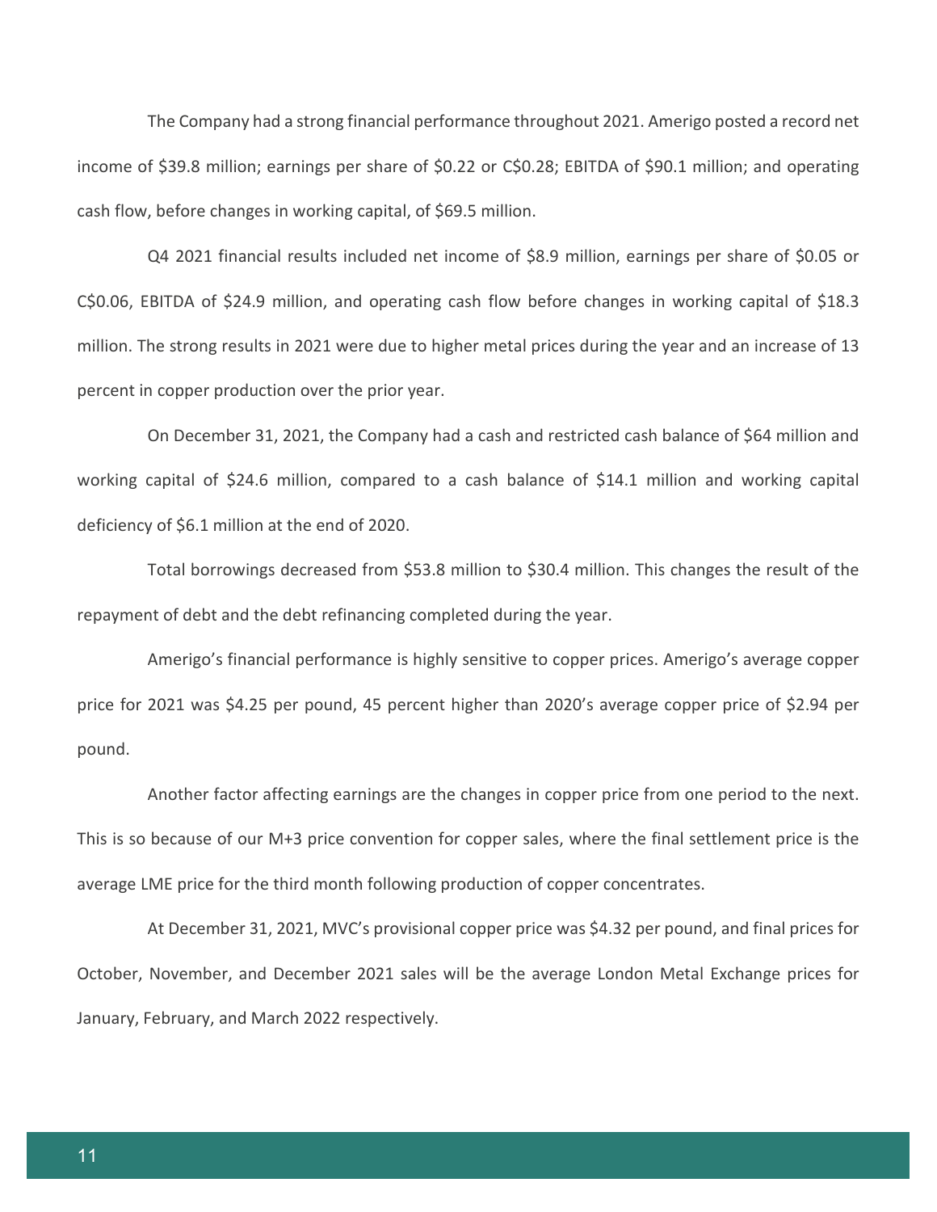The Company had a strong financial performance throughout 2021. Amerigo posted a record net income of $39.8 million; earnings per share of $0.22 or C$0.28; EBITDA of $90.1 million; and operating cash flow, before changes in working capital, of $69.5 million.

Q4 2021 financial results included net income of $8.9 million, earnings per share of $0.05 or C$0.06, EBITDA of $24.9 million, and operating cash flow before changes in working capital of $18.3 million. The strong results in 2021 were due to higher metal prices during the year and an increase of 13 percent in copper production over the prior year.

On December 31, 2021, the Company had a cash and restricted cash balance of $64 million and working capital of $24.6 million, compared to a cash balance of $14.1 million and working capital deficiency of $6.1 million at the end of 2020.

Total borrowings decreased from $53.8 million to $30.4 million. This changes the result of the repayment of debt and the debt refinancing completed during the year.

Amerigo's financial performance is highly sensitive to copper prices. Amerigo's average copper price for 2021 was $4.25 per pound, 45 percent higher than 2020's average copper price of $2.94 per pound.

Another factor affecting earnings are the changes in copper price from one period to the next. This is so because of our M+3 price convention for copper sales, where the final settlement price is the average LME price for the third month following production of copper concentrates.

At December 31, 2021, MVC's provisional copper price was $4.32 per pound, and final prices for October, November, and December 2021 sales will be the average London Metal Exchange prices for January, February, and March 2022 respectively.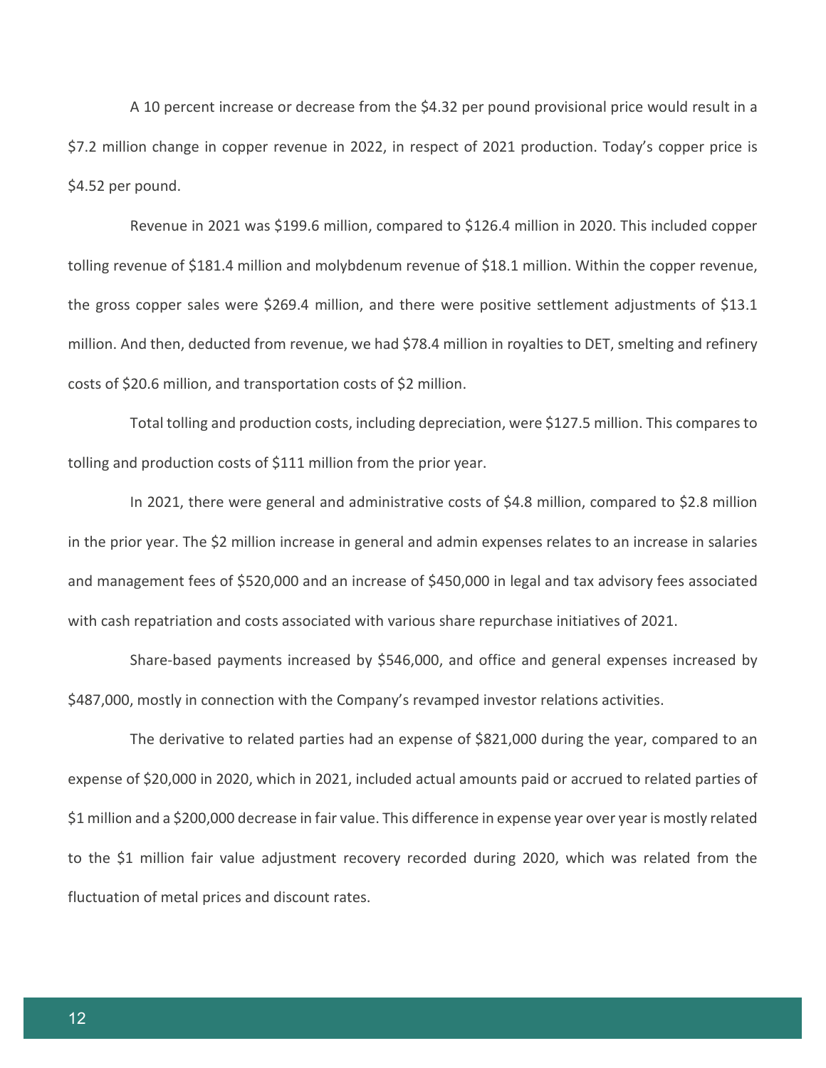A 10 percent increase or decrease from the $4.32 per pound provisional price would result in a $7.2 million change in copper revenue in 2022, in respect of 2021 production. Today's copper price is $4.52 per pound.

Revenue in 2021 was $199.6 million, compared to $126.4 million in 2020. This included copper tolling revenue of $181.4 million and molybdenum revenue of $18.1 million. Within the copper revenue, the gross copper sales were $269.4 million, and there were positive settlement adjustments of $13.1 million. And then, deducted from revenue, we had $78.4 million in royalties to DET, smelting and refinery costs of $20.6 million, and transportation costs of $2 million.

Total tolling and production costs, including depreciation, were $127.5 million. This compares to tolling and production costs of $111 million from the prior year.

In 2021, there were general and administrative costs of $4.8 million, compared to $2.8 million in the prior year. The $2 million increase in general and admin expenses relates to an increase in salaries and management fees of $520,000 and an increase of $450,000 in legal and tax advisory fees associated with cash repatriation and costs associated with various share repurchase initiatives of 2021.

Share-based payments increased by $546,000, and office and general expenses increased by $487,000, mostly in connection with the Company's revamped investor relations activities.

The derivative to related parties had an expense of $821,000 during the year, compared to an expense of $20,000 in 2020, which in 2021, included actual amounts paid or accrued to related parties of $1 million and a $200,000 decrease in fair value. This difference in expense year over year is mostly related to the $1 million fair value adjustment recovery recorded during 2020, which was related from the fluctuation of metal prices and discount rates.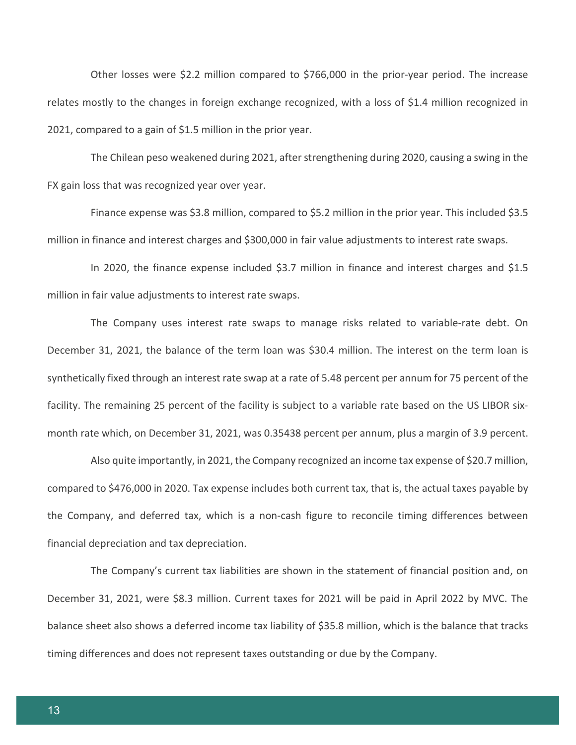Other losses were $2.2 million compared to $766,000 in the prior-year period. The increase relates mostly to the changes in foreign exchange recognized, with a loss of $1.4 million recognized in 2021, compared to a gain of $1.5 million in the prior year.

The Chilean peso weakened during 2021, after strengthening during 2020, causing a swing in the FX gain loss that was recognized year over year.

Finance expense was $3.8 million, compared to $5.2 million in the prior year. This included $3.5 million in finance and interest charges and $300,000 in fair value adjustments to interest rate swaps.

In 2020, the finance expense included $3.7 million in finance and interest charges and $1.5 million in fair value adjustments to interest rate swaps.

The Company uses interest rate swaps to manage risks related to variable-rate debt. On December 31, 2021, the balance of the term loan was $30.4 million. The interest on the term loan is synthetically fixed through an interest rate swap at a rate of 5.48 percent per annum for 75 percent of the facility. The remaining 25 percent of the facility is subject to a variable rate based on the US LIBOR six-month rate which, on December 31, 2021, was 0.35438 percent per annum, plus a margin of 3.9 percent.

Also quite importantly, in 2021, the Company recognized an income tax expense of $20.7 million, compared to $476,000 in 2020. Tax expense includes both current tax, that is, the actual taxes payable by the Company, and deferred tax, which is a non-cash figure to reconcile timing differences between financial depreciation and tax depreciation.

The Company's current tax liabilities are shown in the statement of financial position and, on December 31, 2021, were $8.3 million. Current taxes for 2021 will be paid in April 2022 by MVC. The balance sheet also shows a deferred income tax liability of $35.8 million, which is the balance that tracks timing differences and does not represent taxes outstanding or due by the Company.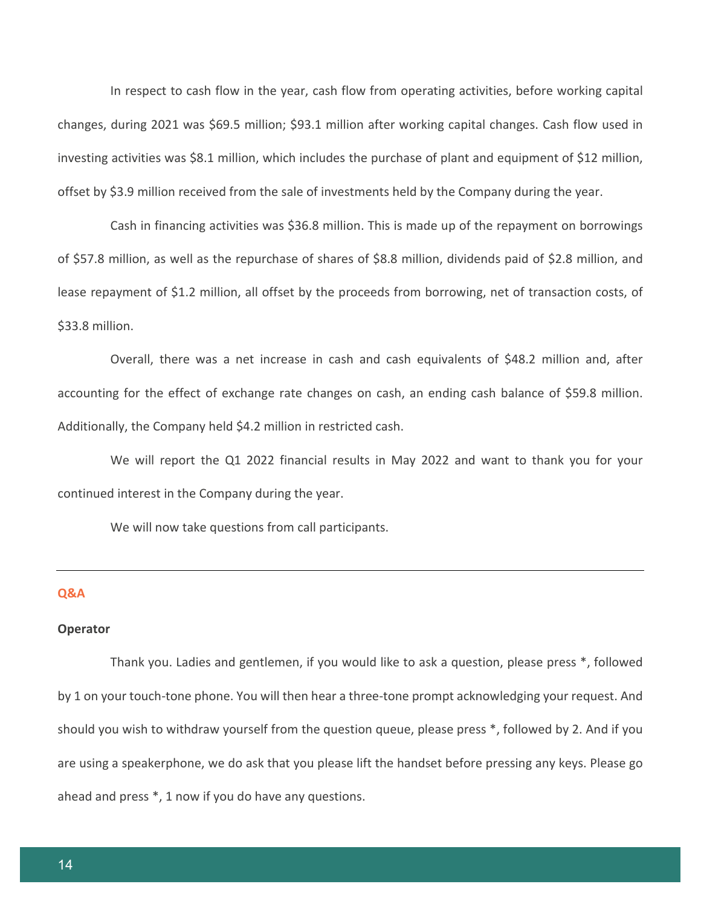In respect to cash flow in the year, cash flow from operating activities, before working capital changes, during 2021 was $69.5 million; $93.1 million after working capital changes. Cash flow used in investing activities was $8.1 million, which includes the purchase of plant and equipment of $12 million, offset by $3.9 million received from the sale of investments held by the Company during the year.

Cash in financing activities was $36.8 million. This is made up of the repayment on borrowings of $57.8 million, as well as the repurchase of shares of $8.8 million, dividends paid of $2.8 million, and lease repayment of $1.2 million, all offset by the proceeds from borrowing, net of transaction costs, of $33.8 million.

Overall, there was a net increase in cash and cash equivalents of $48.2 million and, after accounting for the effect of exchange rate changes on cash, an ending cash balance of $59.8 million. Additionally, the Company held $4.2 million in restricted cash.

We will report the Q1 2022 financial results in May 2022 and want to thank you for your continued interest in the Company during the year.

We will now take questions from call participants.

---

## Q&A

**Operator**

Thank you. Ladies and gentlemen, if you would like to ask a question, please press *, followed by 1 on your touch-tone phone. You will then hear a three-tone prompt acknowledging your request. And should you wish to withdraw yourself from the question queue, please press *, followed by 2. And if you are using a speakerphone, we do ask that you please lift the handset before pressing any keys. Please go ahead and press *, 1 now if you do have any questions.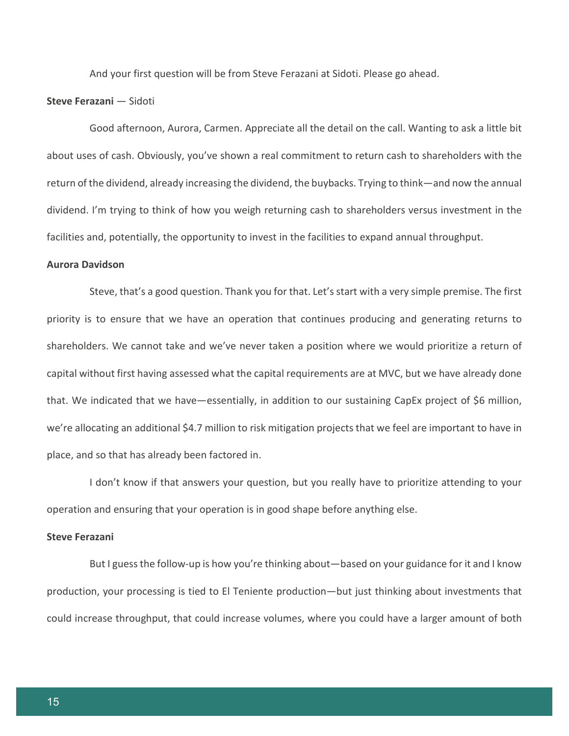And your first question will be from Steve Ferazani at Sidoti. Please go ahead.

**Steve Ferazani** — Sidoti

Good afternoon, Aurora, Carmen. Appreciate all the detail on the call. Wanting to ask a little bit about uses of cash. Obviously, you've shown a real commitment to return cash to shareholders with the return of the dividend, already increasing the dividend, the buybacks. Trying to think—and now the annual dividend. I'm trying to think of how you weigh returning cash to shareholders versus investment in the facilities and, potentially, the opportunity to invest in the facilities to expand annual throughput.

**Aurora Davidson**

Steve, that's a good question. Thank you for that. Let's start with a very simple premise. The first priority is to ensure that we have an operation that continues producing and generating returns to shareholders. We cannot take and we've never taken a position where we would prioritize a return of capital without first having assessed what the capital requirements are at MVC, but we have already done that. We indicated that we have—essentially, in addition to our sustaining CapEx project of $6 million, we're allocating an additional $4.7 million to risk mitigation projects that we feel are important to have in place, and so that has already been factored in.

I don't know if that answers your question, but you really have to prioritize attending to your operation and ensuring that your operation is in good shape before anything else.

**Steve Ferazani**

But I guess the follow-up is how you're thinking about—based on your guidance for it and I know production, your processing is tied to El Teniente production—but just thinking about investments that could increase throughput, that could increase volumes, where you could have a larger amount of both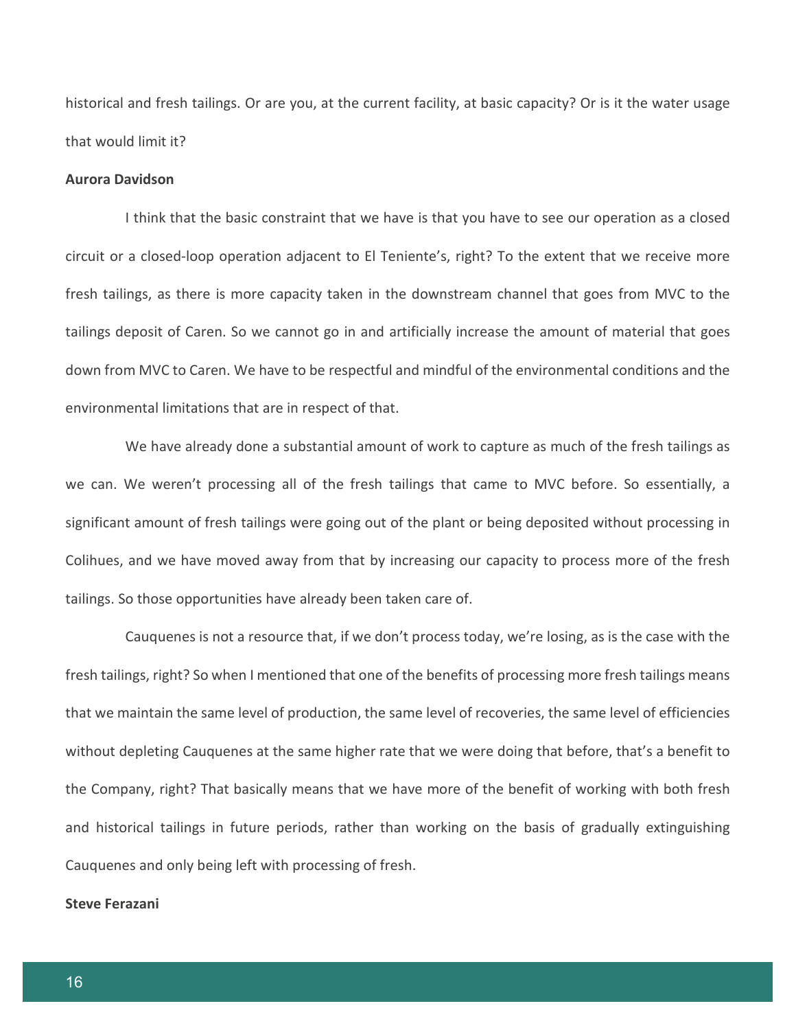historical and fresh tailings. Or are you, at the current facility, at basic capacity? Or is it the water usage that would limit it?

**Aurora Davidson**

I think that the basic constraint that we have is that you have to see our operation as a closed circuit or a closed-loop operation adjacent to El Teniente's, right? To the extent that we receive more fresh tailings, as there is more capacity taken in the downstream channel that goes from MVC to the tailings deposit of Caren. So we cannot go in and artificially increase the amount of material that goes down from MVC to Caren. We have to be respectful and mindful of the environmental conditions and the environmental limitations that are in respect of that.

We have already done a substantial amount of work to capture as much of the fresh tailings as we can. We weren't processing all of the fresh tailings that came to MVC before. So essentially, a significant amount of fresh tailings were going out of the plant or being deposited without processing in Colihues, and we have moved away from that by increasing our capacity to process more of the fresh tailings. So those opportunities have already been taken care of.

Cauquenes is not a resource that, if we don't process today, we're losing, as is the case with the fresh tailings, right? So when I mentioned that one of the benefits of processing more fresh tailings means that we maintain the same level of production, the same level of recoveries, the same level of efficiencies without depleting Cauquenes at the same higher rate that we were doing that before, that's a benefit to the Company, right? That basically means that we have more of the benefit of working with both fresh and historical tailings in future periods, rather than working on the basis of gradually extinguishing Cauquenes and only being left with processing of fresh.

**Steve Ferazani**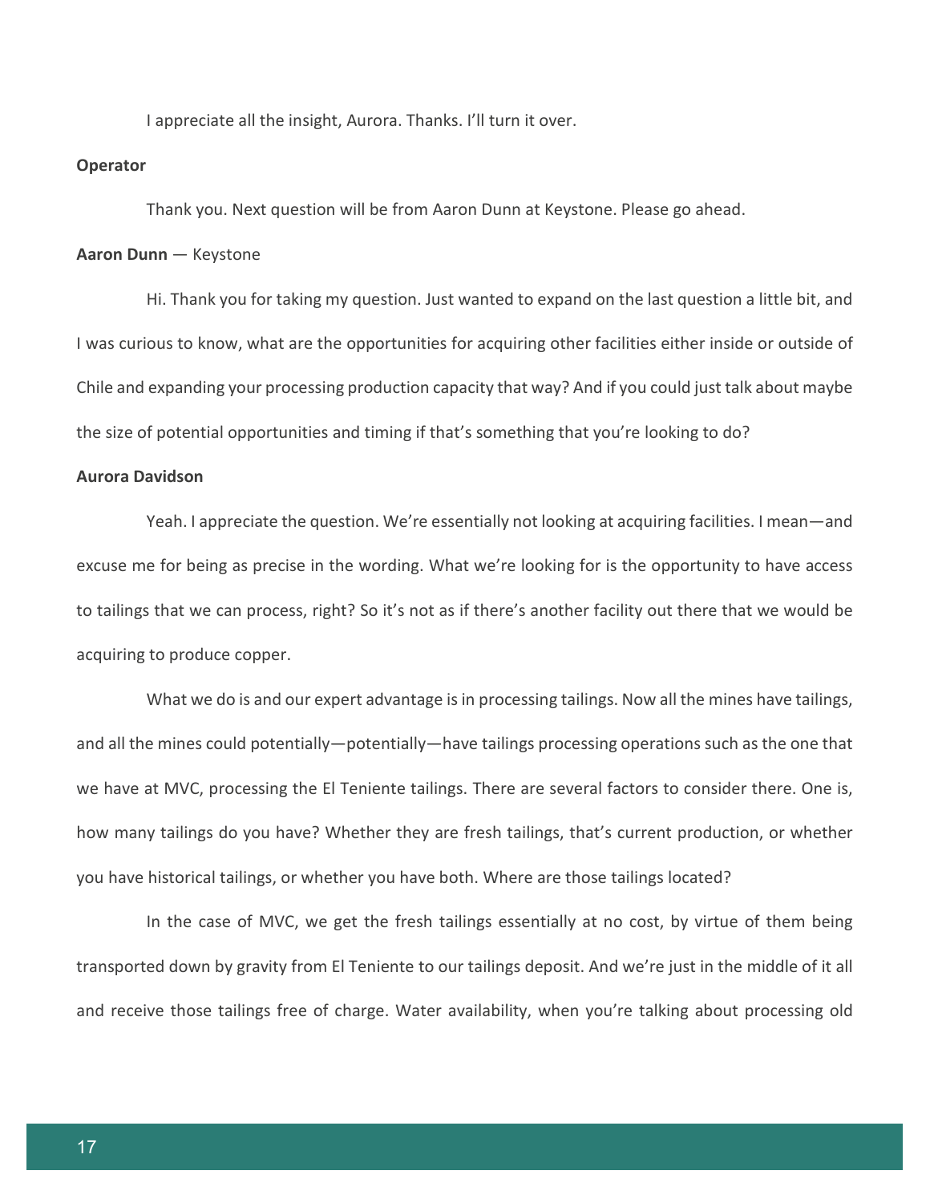I appreciate all the insight, Aurora. Thanks. I'll turn it over.

**Operator**

Thank you. Next question will be from Aaron Dunn at Keystone. Please go ahead.

**Aaron Dunn** — Keystone

Hi. Thank you for taking my question. Just wanted to expand on the last question a little bit, and I was curious to know, what are the opportunities for acquiring other facilities either inside or outside of Chile and expanding your processing production capacity that way? And if you could just talk about maybe the size of potential opportunities and timing if that's something that you're looking to do?

**Aurora Davidson**

Yeah. I appreciate the question. We're essentially not looking at acquiring facilities. I mean—and excuse me for being as precise in the wording. What we're looking for is the opportunity to have access to tailings that we can process, right? So it's not as if there's another facility out there that we would be acquiring to produce copper.

What we do is and our expert advantage is in processing tailings. Now all the mines have tailings, and all the mines could potentially—potentially—have tailings processing operations such as the one that we have at MVC, processing the El Teniente tailings. There are several factors to consider there. One is, how many tailings do you have? Whether they are fresh tailings, that's current production, or whether you have historical tailings, or whether you have both. Where are those tailings located?

In the case of MVC, we get the fresh tailings essentially at no cost, by virtue of them being transported down by gravity from El Teniente to our tailings deposit. And we're just in the middle of it all and receive those tailings free of charge. Water availability, when you're talking about processing old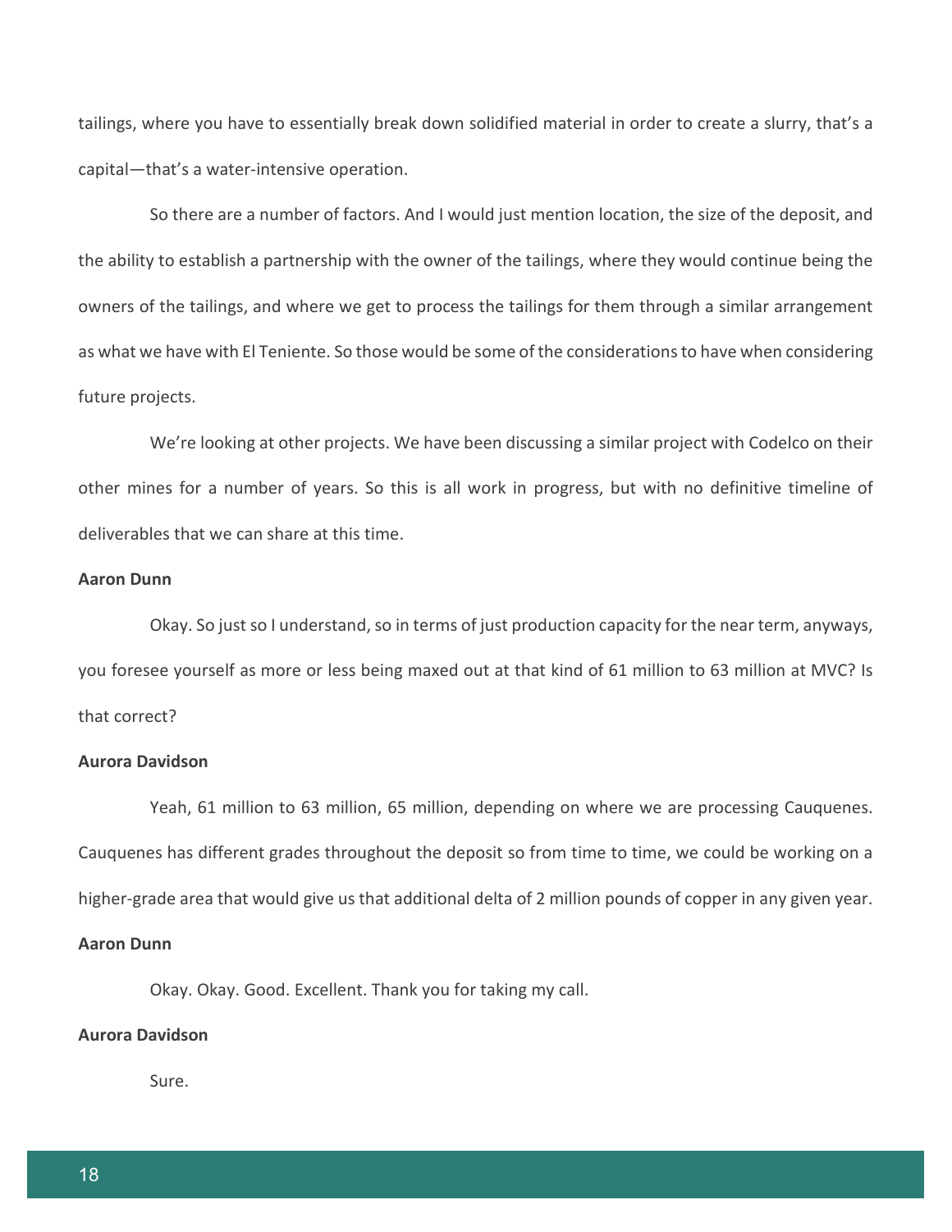tailings, where you have to essentially break down solidified material in order to create a slurry, that's a capital—that's a water-intensive operation.

So there are a number of factors. And I would just mention location, the size of the deposit, and the ability to establish a partnership with the owner of the tailings, where they would continue being the owners of the tailings, and where we get to process the tailings for them through a similar arrangement as what we have with El Teniente. So those would be some of the considerations to have when considering future projects.

We're looking at other projects. We have been discussing a similar project with Codelco on their other mines for a number of years. So this is all work in progress, but with no definitive timeline of deliverables that we can share at this time.

**Aaron Dunn**

Okay. So just so I understand, so in terms of just production capacity for the near term, anyways, you foresee yourself as more or less being maxed out at that kind of 61 million to 63 million at MVC? Is that correct?

**Aurora Davidson**

Yeah, 61 million to 63 million, 65 million, depending on where we are processing Cauquenes. Cauquenes has different grades throughout the deposit so from time to time, we could be working on a higher-grade area that would give us that additional delta of 2 million pounds of copper in any given year.

**Aaron Dunn**

Okay. Okay. Good. Excellent. Thank you for taking my call.

**Aurora Davidson**

Sure.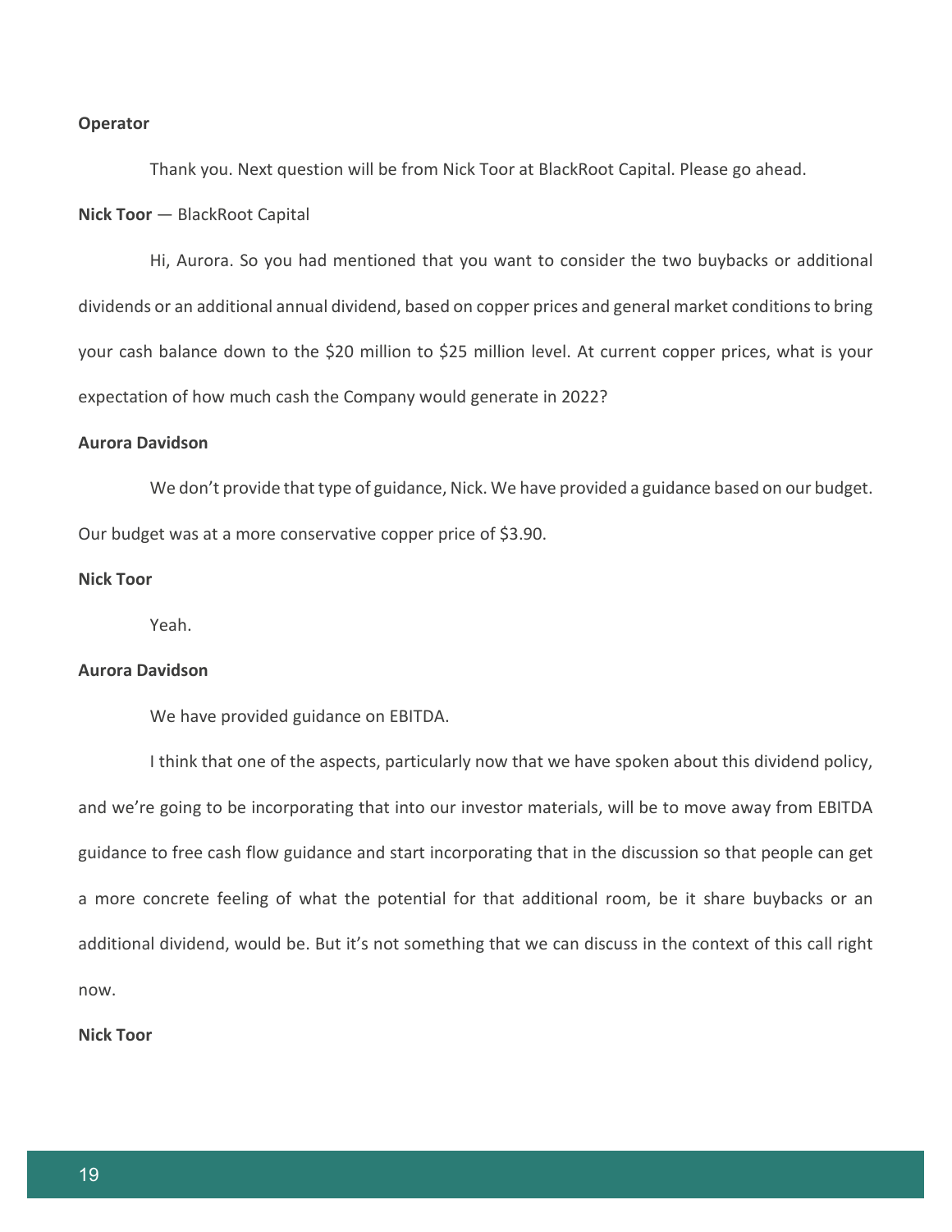**Operator**

Thank you. Next question will be from Nick Toor at BlackRoot Capital. Please go ahead.

**Nick Toor** — BlackRoot Capital

Hi, Aurora. So you had mentioned that you want to consider the two buybacks or additional dividends or an additional annual dividend, based on copper prices and general market conditions to bring your cash balance down to the $20 million to $25 million level. At current copper prices, what is your expectation of how much cash the Company would generate in 2022?

**Aurora Davidson**

We don't provide that type of guidance, Nick. We have provided a guidance based on our budget. Our budget was at a more conservative copper price of $3.90.

**Nick Toor**

Yeah.

**Aurora Davidson**

We have provided guidance on EBITDA.

I think that one of the aspects, particularly now that we have spoken about this dividend policy, and we're going to be incorporating that into our investor materials, will be to move away from EBITDA guidance to free cash flow guidance and start incorporating that in the discussion so that people can get a more concrete feeling of what the potential for that additional room, be it share buybacks or an additional dividend, would be. But it's not something that we can discuss in the context of this call right now.

**Nick Toor**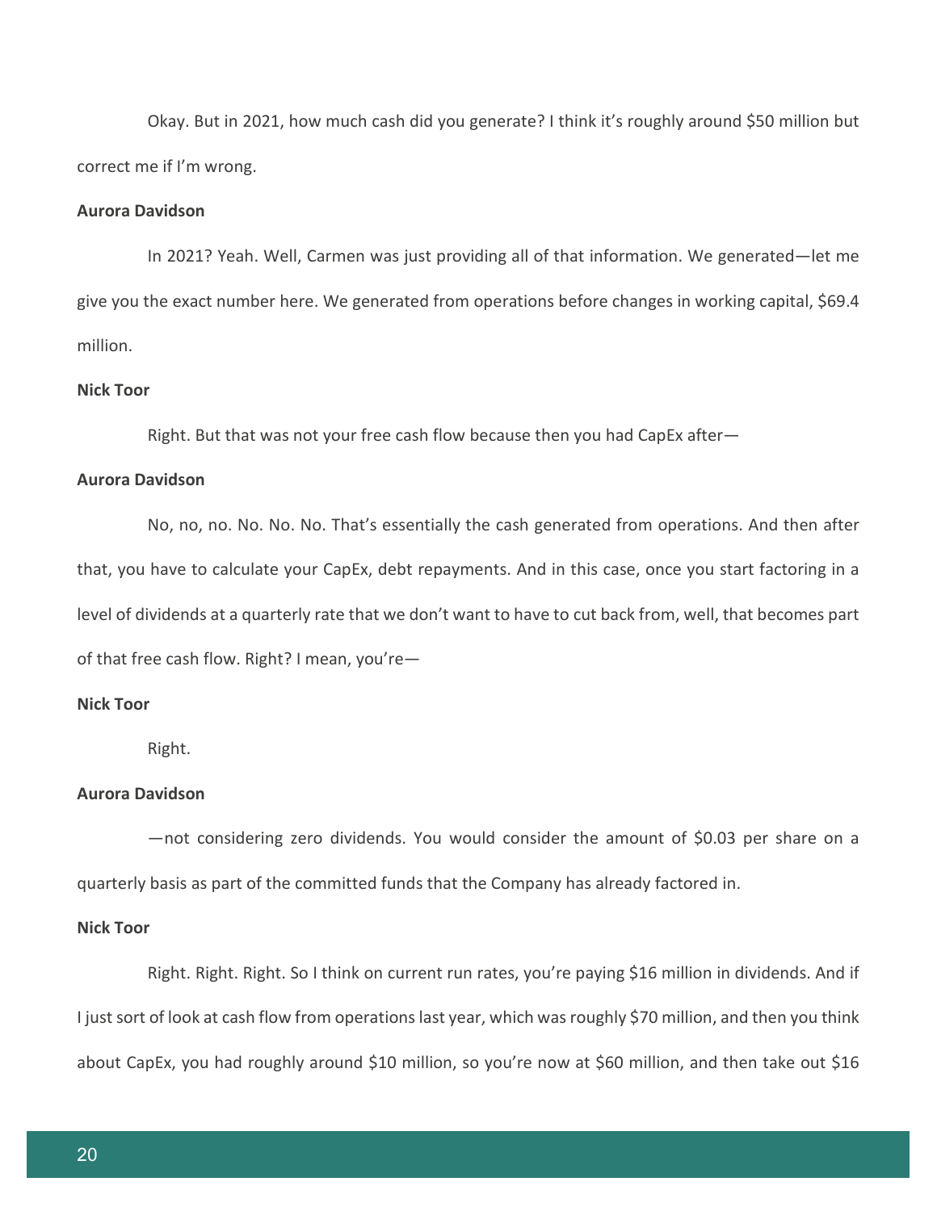Okay. But in 2021, how much cash did you generate? I think it's roughly around $50 million but correct me if I'm wrong.

**Aurora Davidson**

In 2021? Yeah. Well, Carmen was just providing all of that information. We generated—let me give you the exact number here. We generated from operations before changes in working capital, $69.4 million.

**Nick Toor**

Right. But that was not your free cash flow because then you had CapEx after—

**Aurora Davidson**

No, no, no. No. No. No. That's essentially the cash generated from operations. And then after that, you have to calculate your CapEx, debt repayments. And in this case, once you start factoring in a level of dividends at a quarterly rate that we don't want to have to cut back from, well, that becomes part of that free cash flow. Right? I mean, you're—

**Nick Toor**

Right.

**Aurora Davidson**

—not considering zero dividends. You would consider the amount of $0.03 per share on a quarterly basis as part of the committed funds that the Company has already factored in.

**Nick Toor**

Right. Right. Right. So I think on current run rates, you're paying $16 million in dividends. And if I just sort of look at cash flow from operations last year, which was roughly $70 million, and then you think about CapEx, you had roughly around $10 million, so you're now at $60 million, and then take out $16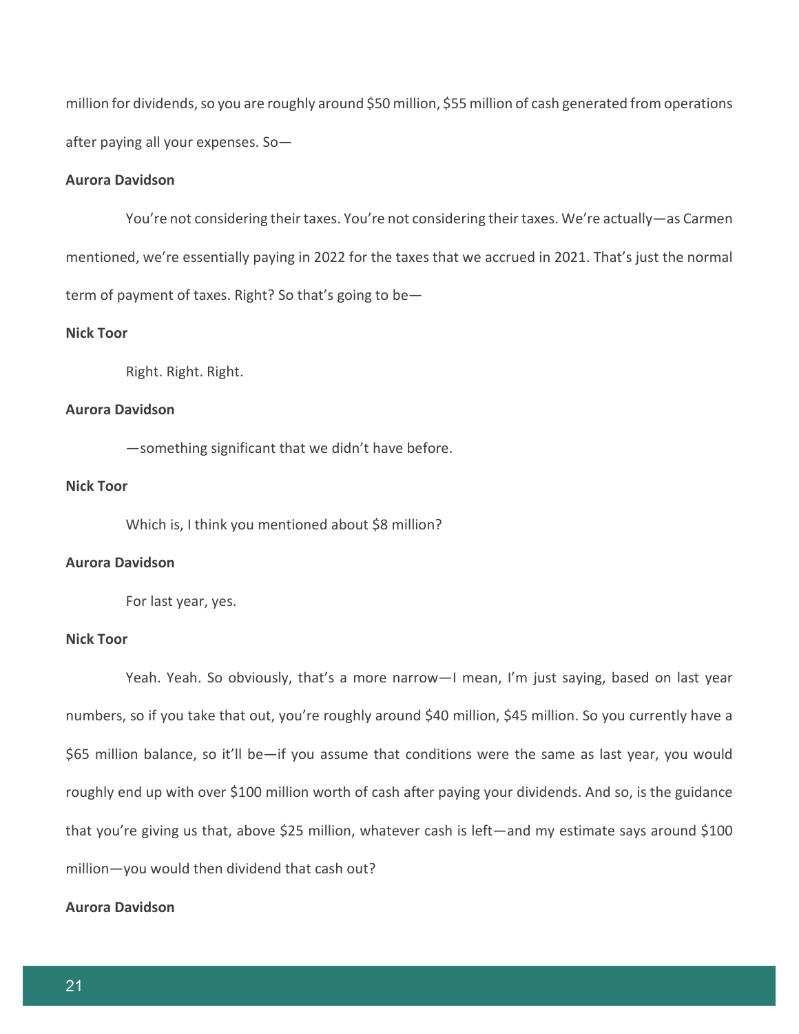million for dividends, so you are roughly around $50 million, $55 million of cash generated from operations after paying all your expenses. So—

**Aurora Davidson**

You're not considering their taxes. You're not considering their taxes. We're actually—as Carmen mentioned, we're essentially paying in 2022 for the taxes that we accrued in 2021. That's just the normal term of payment of taxes. Right? So that's going to be—

**Nick Toor**

Right. Right. Right.

**Aurora Davidson**

—something significant that we didn't have before.

**Nick Toor**

Which is, I think you mentioned about $8 million?

**Aurora Davidson**

For last year, yes.

**Nick Toor**

Yeah. Yeah. So obviously, that's a more narrow—I mean, I'm just saying, based on last year numbers, so if you take that out, you're roughly around $40 million, $45 million. So you currently have a $65 million balance, so it'll be—if you assume that conditions were the same as last year, you would roughly end up with over $100 million worth of cash after paying your dividends. And so, is the guidance that you're giving us that, above $25 million, whatever cash is left—and my estimate says around $100 million—you would then dividend that cash out?

**Aurora Davidson**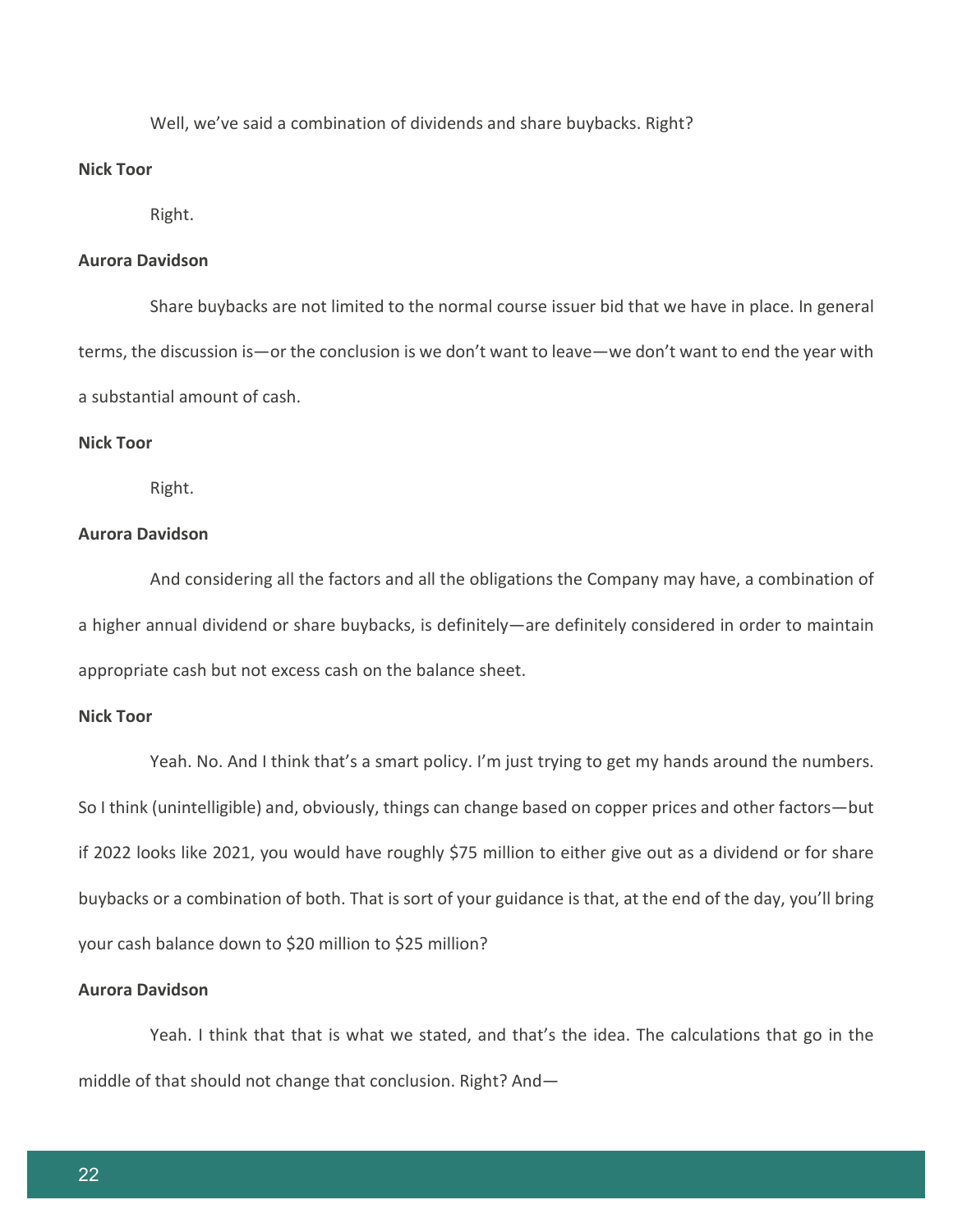Well, we've said a combination of dividends and share buybacks. Right?

**Nick Toor**

Right.

**Aurora Davidson**

Share buybacks are not limited to the normal course issuer bid that we have in place. In general terms, the discussion is—or the conclusion is we don't want to leave—we don't want to end the year with a substantial amount of cash.

**Nick Toor**

Right.

**Aurora Davidson**

And considering all the factors and all the obligations the Company may have, a combination of a higher annual dividend or share buybacks, is definitely—are definitely considered in order to maintain appropriate cash but not excess cash on the balance sheet.

**Nick Toor**

Yeah. No. And I think that's a smart policy. I'm just trying to get my hands around the numbers. So I think (unintelligible) and, obviously, things can change based on copper prices and other factors—but if 2022 looks like 2021, you would have roughly $75 million to either give out as a dividend or for share buybacks or a combination of both. That is sort of your guidance is that, at the end of the day, you'll bring your cash balance down to $20 million to $25 million?

**Aurora Davidson**

Yeah. I think that that is what we stated, and that's the idea. The calculations that go in the middle of that should not change that conclusion. Right? And—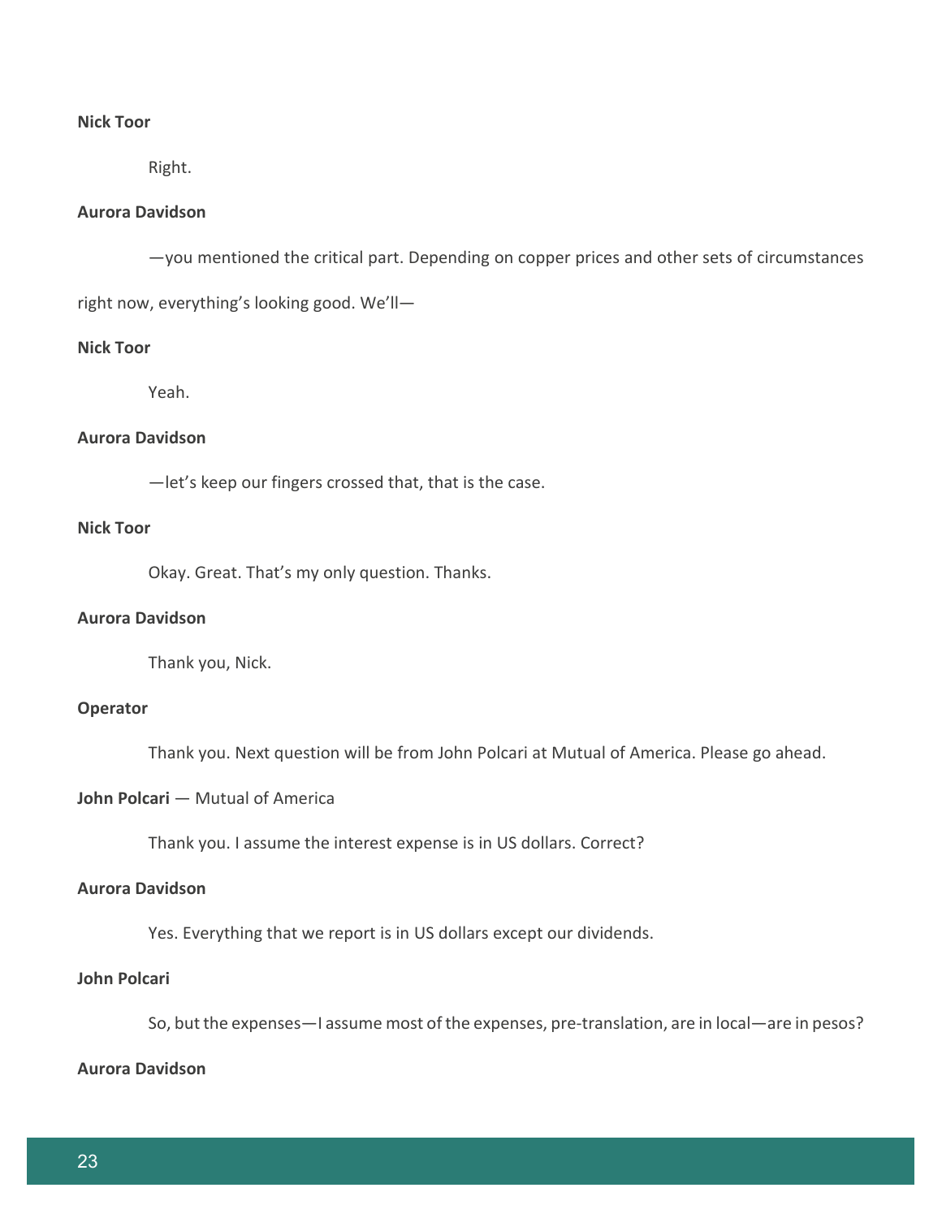**Nick Toor**

Right.

**Aurora Davidson**

—you mentioned the critical part. Depending on copper prices and other sets of circumstances right now, everything's looking good. We'll—

**Nick Toor**

Yeah.

**Aurora Davidson**

—let's keep our fingers crossed that, that is the case.

**Nick Toor**

Okay. Great. That's my only question. Thanks.

**Aurora Davidson**

Thank you, Nick.

**Operator**

Thank you. Next question will be from John Polcari at Mutual of America. Please go ahead.

**John Polcari** — Mutual of America

Thank you. I assume the interest expense is in US dollars. Correct?

**Aurora Davidson**

Yes. Everything that we report is in US dollars except our dividends.

**John Polcari**

So, but the expenses—I assume most of the expenses, pre-translation, are in local—are in pesos?

**Aurora Davidson**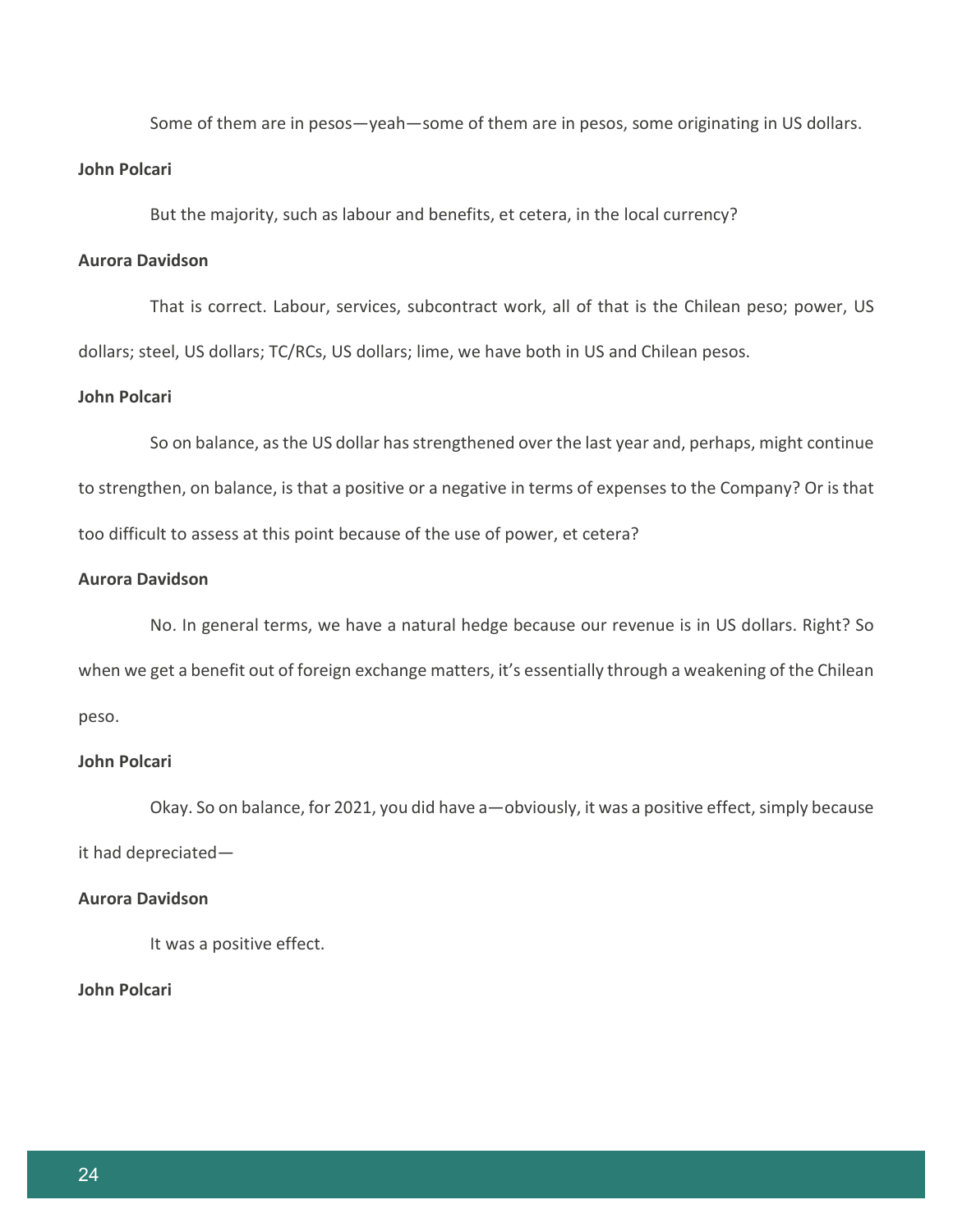Some of them are in pesos—yeah—some of them are in pesos, some originating in US dollars.

**John Polcari**

But the majority, such as labour and benefits, et cetera, in the local currency?

**Aurora Davidson**

That is correct. Labour, services, subcontract work, all of that is the Chilean peso; power, US dollars; steel, US dollars; TC/RCs, US dollars; lime, we have both in US and Chilean pesos.

**John Polcari**

So on balance, as the US dollar has strengthened over the last year and, perhaps, might continue to strengthen, on balance, is that a positive or a negative in terms of expenses to the Company? Or is that too difficult to assess at this point because of the use of power, et cetera?

**Aurora Davidson**

No. In general terms, we have a natural hedge because our revenue is in US dollars. Right? So when we get a benefit out of foreign exchange matters, it's essentially through a weakening of the Chilean peso.

**John Polcari**

Okay. So on balance, for 2021, you did have a—obviously, it was a positive effect, simply because it had depreciated—

**Aurora Davidson**

It was a positive effect.

**John Polcari**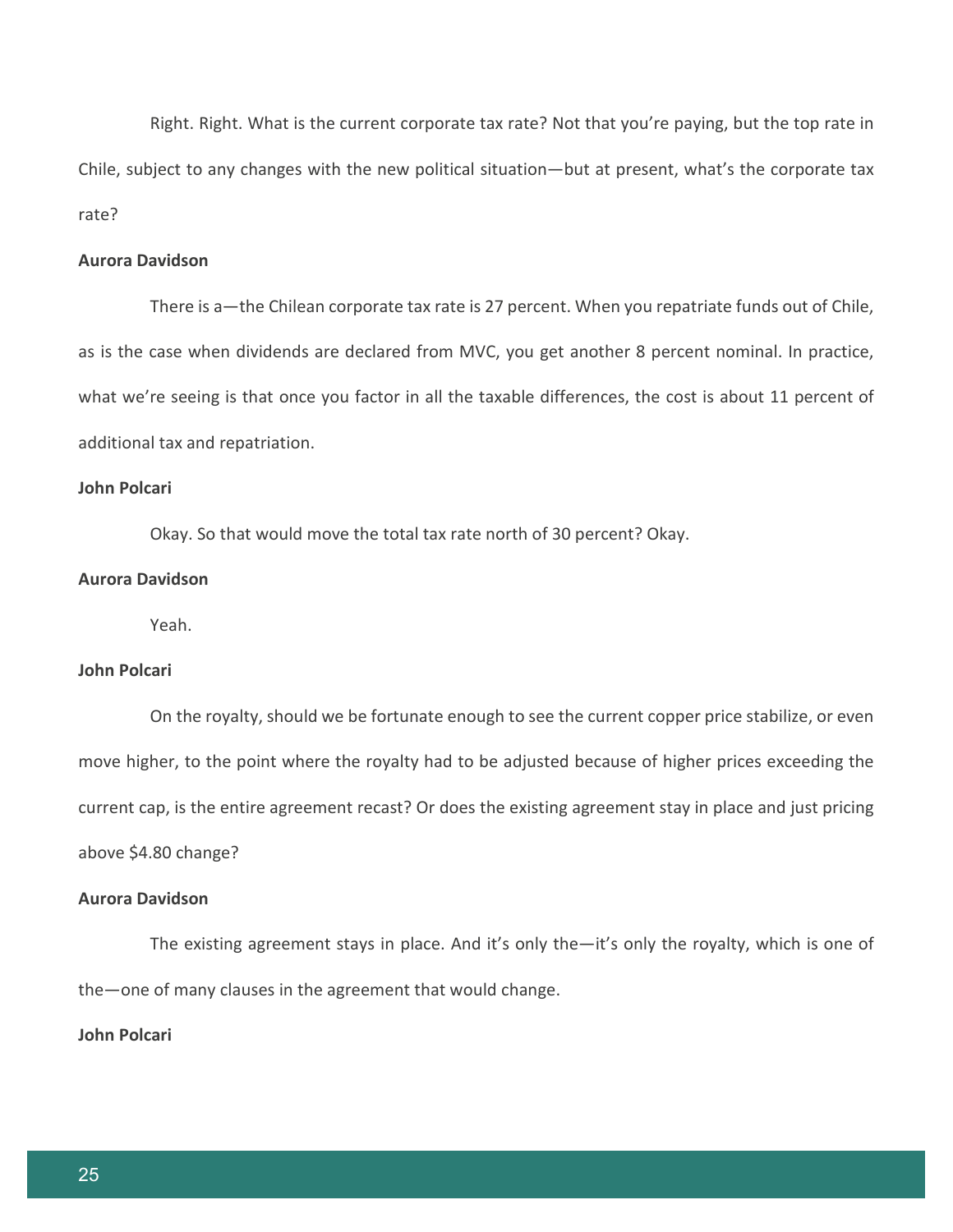Right. Right. What is the current corporate tax rate? Not that you're paying, but the top rate in Chile, subject to any changes with the new political situation—but at present, what's the corporate tax rate?

**Aurora Davidson**

There is a—the Chilean corporate tax rate is 27 percent. When you repatriate funds out of Chile, as is the case when dividends are declared from MVC, you get another 8 percent nominal. In practice, what we're seeing is that once you factor in all the taxable differences, the cost is about 11 percent of additional tax and repatriation.

**John Polcari**

Okay. So that would move the total tax rate north of 30 percent? Okay.

**Aurora Davidson**

Yeah.

**John Polcari**

On the royalty, should we be fortunate enough to see the current copper price stabilize, or even move higher, to the point where the royalty had to be adjusted because of higher prices exceeding the current cap, is the entire agreement recast? Or does the existing agreement stay in place and just pricing above $4.80 change?

**Aurora Davidson**

The existing agreement stays in place. And it's only the—it's only the royalty, which is one of the—one of many clauses in the agreement that would change.

**John Polcari**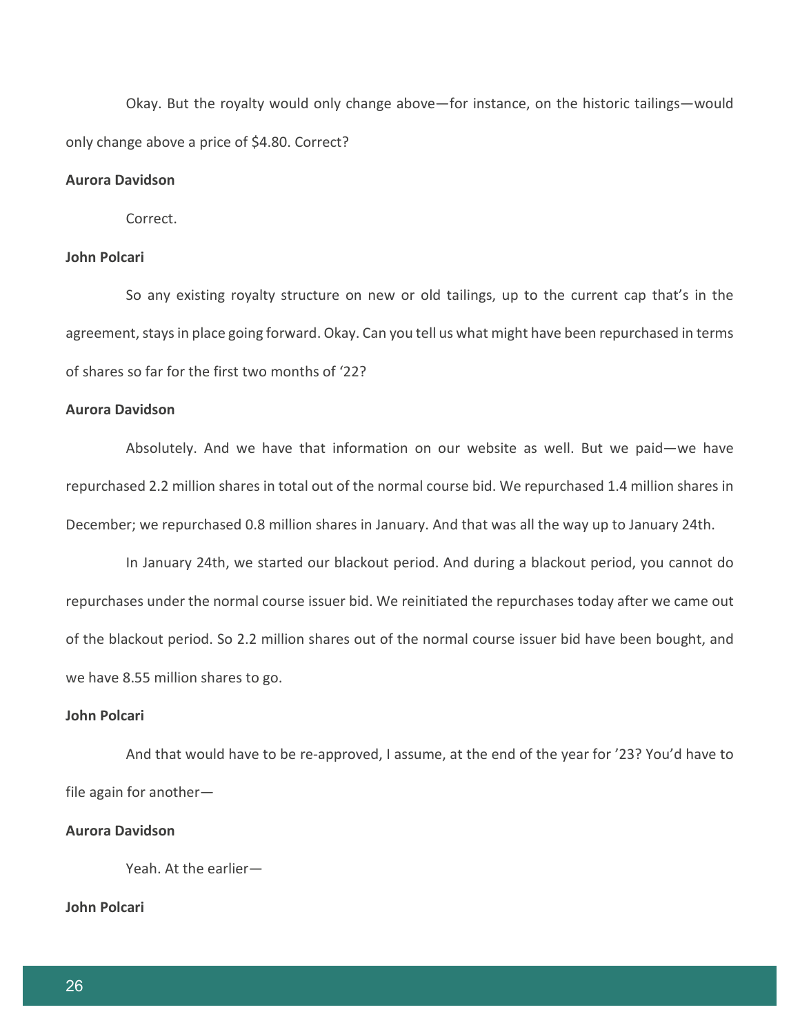Okay. But the royalty would only change above—for instance, on the historic tailings—would only change above a price of $4.80. Correct?

**Aurora Davidson**

Correct.

**John Polcari**

So any existing royalty structure on new or old tailings, up to the current cap that's in the agreement, stays in place going forward. Okay. Can you tell us what might have been repurchased in terms of shares so far for the first two months of '22?

**Aurora Davidson**

Absolutely. And we have that information on our website as well. But we paid—we have repurchased 2.2 million shares in total out of the normal course bid. We repurchased 1.4 million shares in December; we repurchased 0.8 million shares in January. And that was all the way up to January 24th.

In January 24th, we started our blackout period. And during a blackout period, you cannot do repurchases under the normal course issuer bid. We reinitiated the repurchases today after we came out of the blackout period. So 2.2 million shares out of the normal course issuer bid have been bought, and we have 8.55 million shares to go.

**John Polcari**

And that would have to be re-approved, I assume, at the end of the year for '23? You'd have to file again for another—

**Aurora Davidson**

Yeah. At the earlier—

**John Polcari**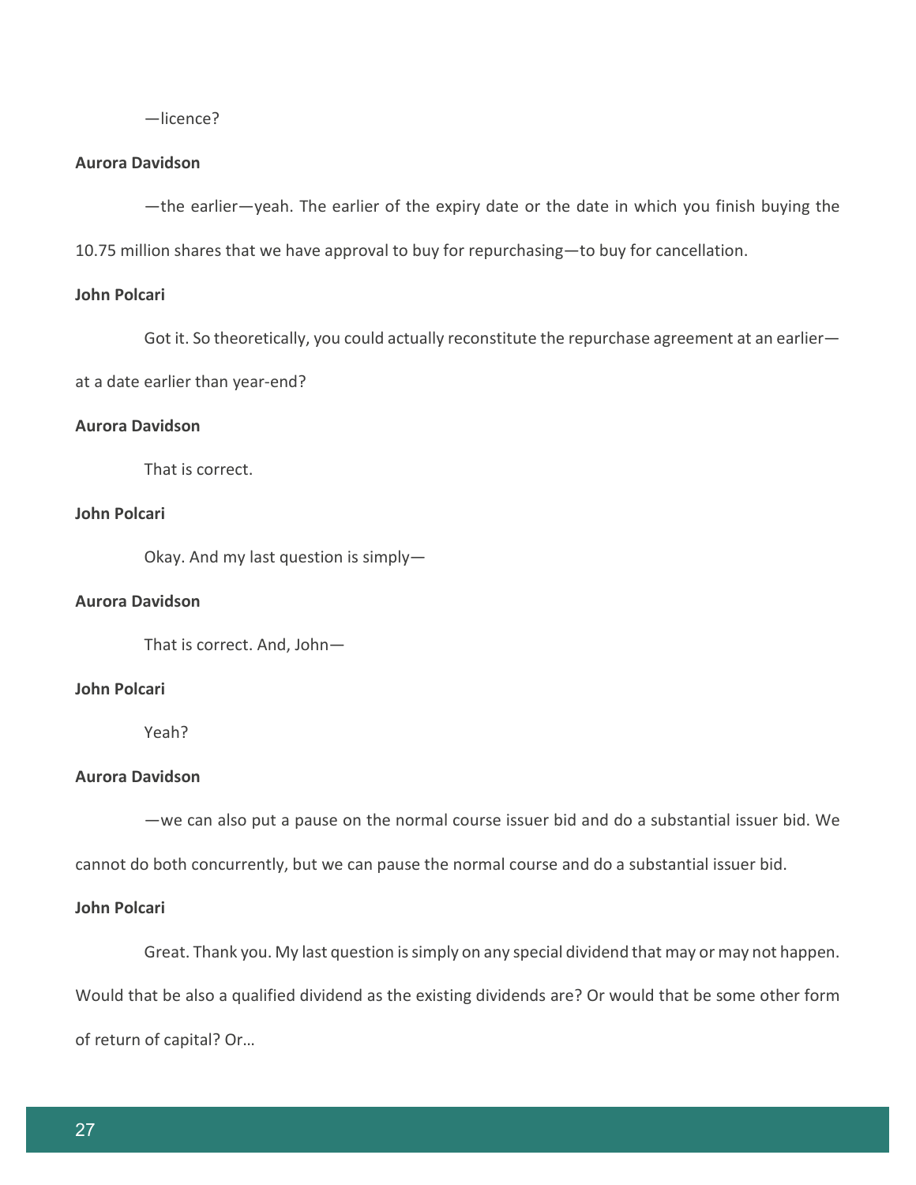—licence?

**Aurora Davidson**

—the earlier—yeah. The earlier of the expiry date or the date in which you finish buying the 10.75 million shares that we have approval to buy for repurchasing—to buy for cancellation.

**John Polcari**

Got it. So theoretically, you could actually reconstitute the repurchase agreement at an earlier—at a date earlier than year-end?

**Aurora Davidson**

That is correct.

**John Polcari**

Okay. And my last question is simply—

**Aurora Davidson**

That is correct. And, John—

**John Polcari**

Yeah?

**Aurora Davidson**

—we can also put a pause on the normal course issuer bid and do a substantial issuer bid. We cannot do both concurrently, but we can pause the normal course and do a substantial issuer bid.

**John Polcari**

Great. Thank you. My last question is simply on any special dividend that may or may not happen. Would that be also a qualified dividend as the existing dividends are? Or would that be some other form of return of capital? Or…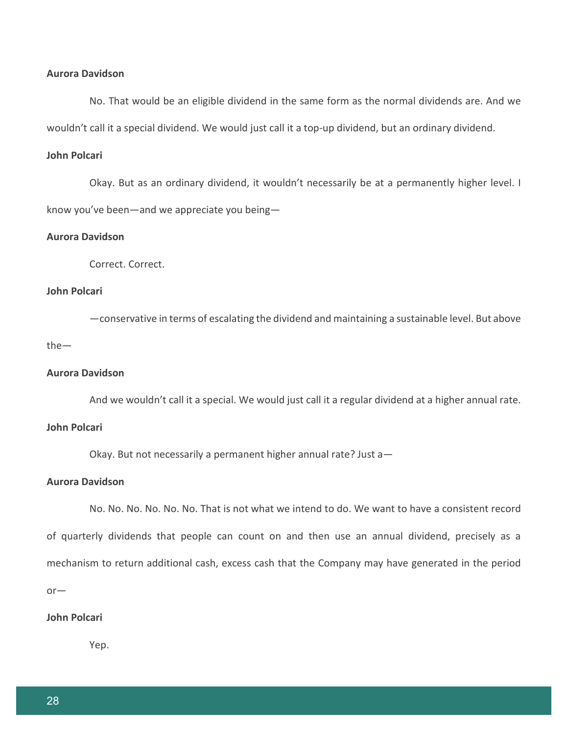**Aurora Davidson**

No. That would be an eligible dividend in the same form as the normal dividends are. And we wouldn't call it a special dividend. We would just call it a top-up dividend, but an ordinary dividend.

**John Polcari**

Okay. But as an ordinary dividend, it wouldn't necessarily be at a permanently higher level. I know you've been—and we appreciate you being—

**Aurora Davidson**

Correct. Correct.

**John Polcari**

—conservative in terms of escalating the dividend and maintaining a sustainable level. But above the—

**Aurora Davidson**

And we wouldn't call it a special. We would just call it a regular dividend at a higher annual rate.

**John Polcari**

Okay. But not necessarily a permanent higher annual rate? Just a—

**Aurora Davidson**

No. No. No. No. No. No. That is not what we intend to do. We want to have a consistent record of quarterly dividends that people can count on and then use an annual dividend, precisely as a mechanism to return additional cash, excess cash that the Company may have generated in the period or—

**John Polcari**

Yep.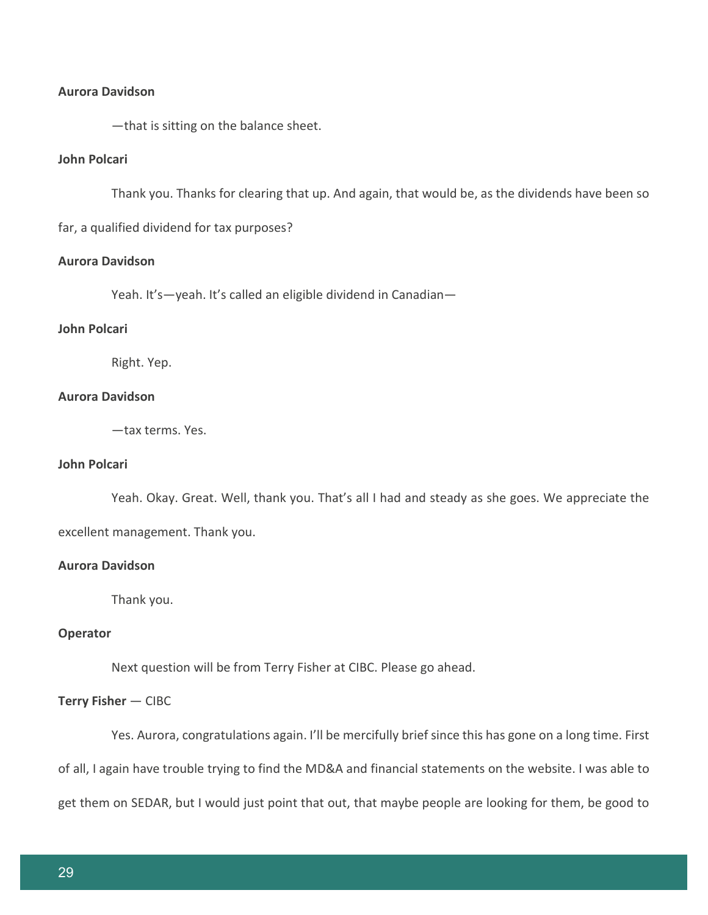**Aurora Davidson**

—that is sitting on the balance sheet.

**John Polcari**

Thank you. Thanks for clearing that up. And again, that would be, as the dividends have been so far, a qualified dividend for tax purposes?

**Aurora Davidson**

Yeah. It's—yeah. It's called an eligible dividend in Canadian—

**John Polcari**

Right. Yep.

**Aurora Davidson**

—tax terms. Yes.

**John Polcari**

Yeah. Okay. Great. Well, thank you. That's all I had and steady as she goes. We appreciate the excellent management. Thank you.

**Aurora Davidson**

Thank you.

**Operator**

Next question will be from Terry Fisher at CIBC. Please go ahead.

**Terry Fisher** — CIBC

Yes. Aurora, congratulations again. I'll be mercifully brief since this has gone on a long time. First of all, I again have trouble trying to find the MD&A and financial statements on the website. I was able to get them on SEDAR, but I would just point that out, that maybe people are looking for them, be good to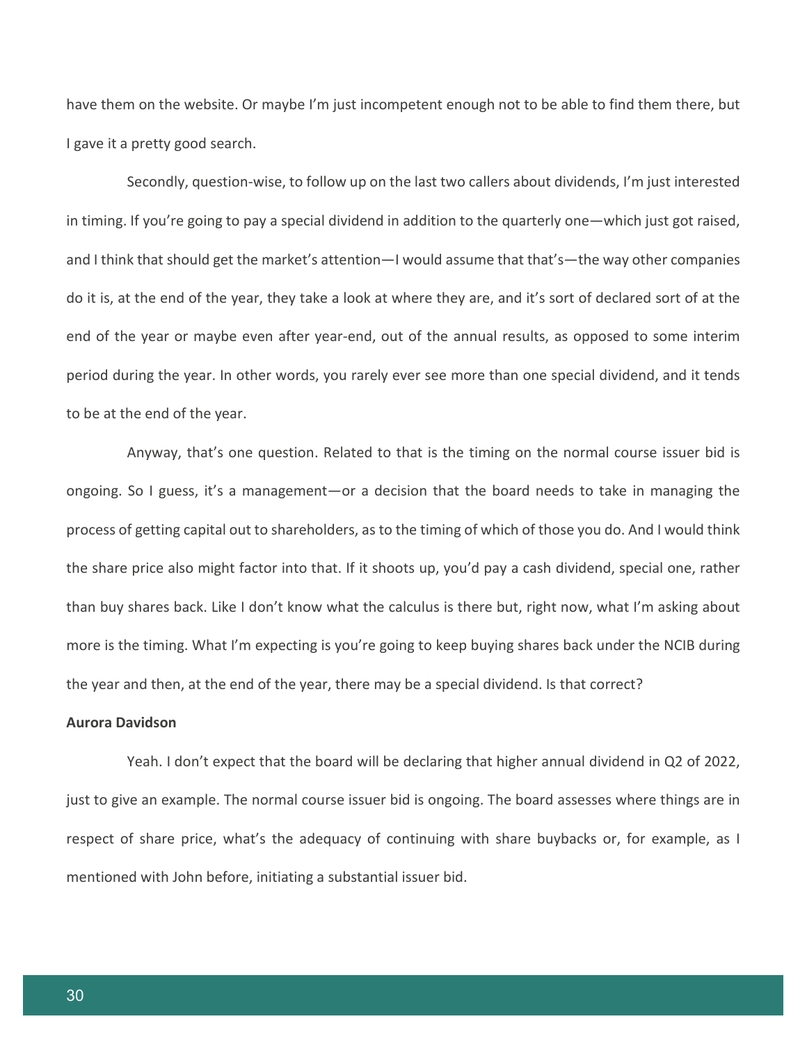have them on the website. Or maybe I'm just incompetent enough not to be able to find them there, but I gave it a pretty good search.

Secondly, question-wise, to follow up on the last two callers about dividends, I'm just interested in timing. If you're going to pay a special dividend in addition to the quarterly one—which just got raised, and I think that should get the market's attention—I would assume that that's—the way other companies do it is, at the end of the year, they take a look at where they are, and it's sort of declared sort of at the end of the year or maybe even after year-end, out of the annual results, as opposed to some interim period during the year. In other words, you rarely ever see more than one special dividend, and it tends to be at the end of the year.

Anyway, that's one question. Related to that is the timing on the normal course issuer bid is ongoing. So I guess, it's a management—or a decision that the board needs to take in managing the process of getting capital out to shareholders, as to the timing of which of those you do. And I would think the share price also might factor into that. If it shoots up, you'd pay a cash dividend, special one, rather than buy shares back. Like I don't know what the calculus is there but, right now, what I'm asking about more is the timing. What I'm expecting is you're going to keep buying shares back under the NCIB during the year and then, at the end of the year, there may be a special dividend. Is that correct?

**Aurora Davidson**

Yeah. I don't expect that the board will be declaring that higher annual dividend in Q2 of 2022, just to give an example. The normal course issuer bid is ongoing. The board assesses where things are in respect of share price, what's the adequacy of continuing with share buybacks or, for example, as I mentioned with John before, initiating a substantial issuer bid.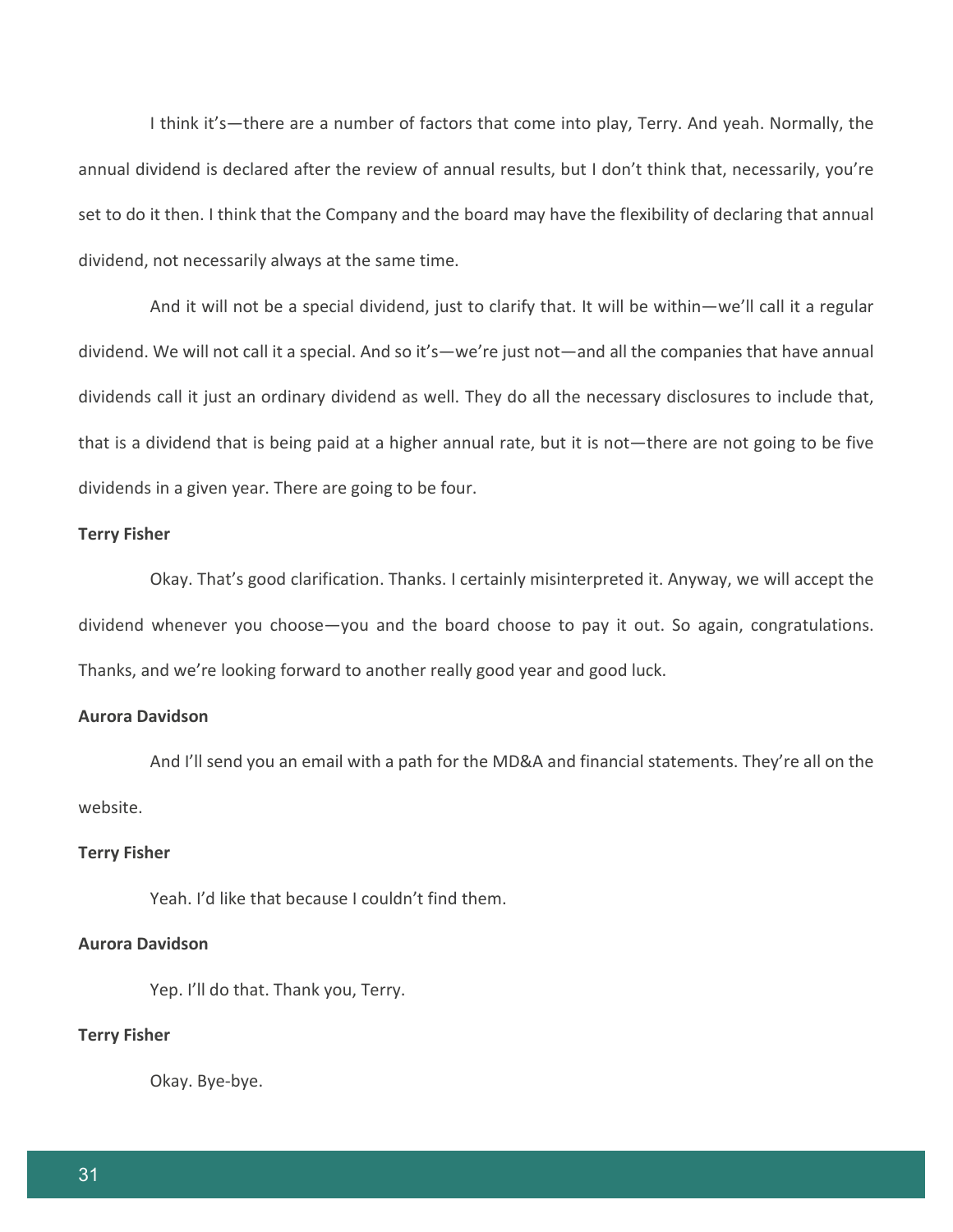I think it's—there are a number of factors that come into play, Terry. And yeah. Normally, the annual dividend is declared after the review of annual results, but I don't think that, necessarily, you're set to do it then. I think that the Company and the board may have the flexibility of declaring that annual dividend, not necessarily always at the same time.

And it will not be a special dividend, just to clarify that. It will be within—we'll call it a regular dividend. We will not call it a special. And so it's—we're just not—and all the companies that have annual dividends call it just an ordinary dividend as well. They do all the necessary disclosures to include that, that is a dividend that is being paid at a higher annual rate, but it is not—there are not going to be five dividends in a given year. There are going to be four.

**Terry Fisher**

Okay. That's good clarification. Thanks. I certainly misinterpreted it. Anyway, we will accept the dividend whenever you choose—you and the board choose to pay it out. So again, congratulations. Thanks, and we're looking forward to another really good year and good luck.

**Aurora Davidson**

And I'll send you an email with a path for the MD&A and financial statements. They're all on the website.

**Terry Fisher**

Yeah. I'd like that because I couldn't find them.

**Aurora Davidson**

Yep. I'll do that. Thank you, Terry.

**Terry Fisher**

Okay. Bye-bye.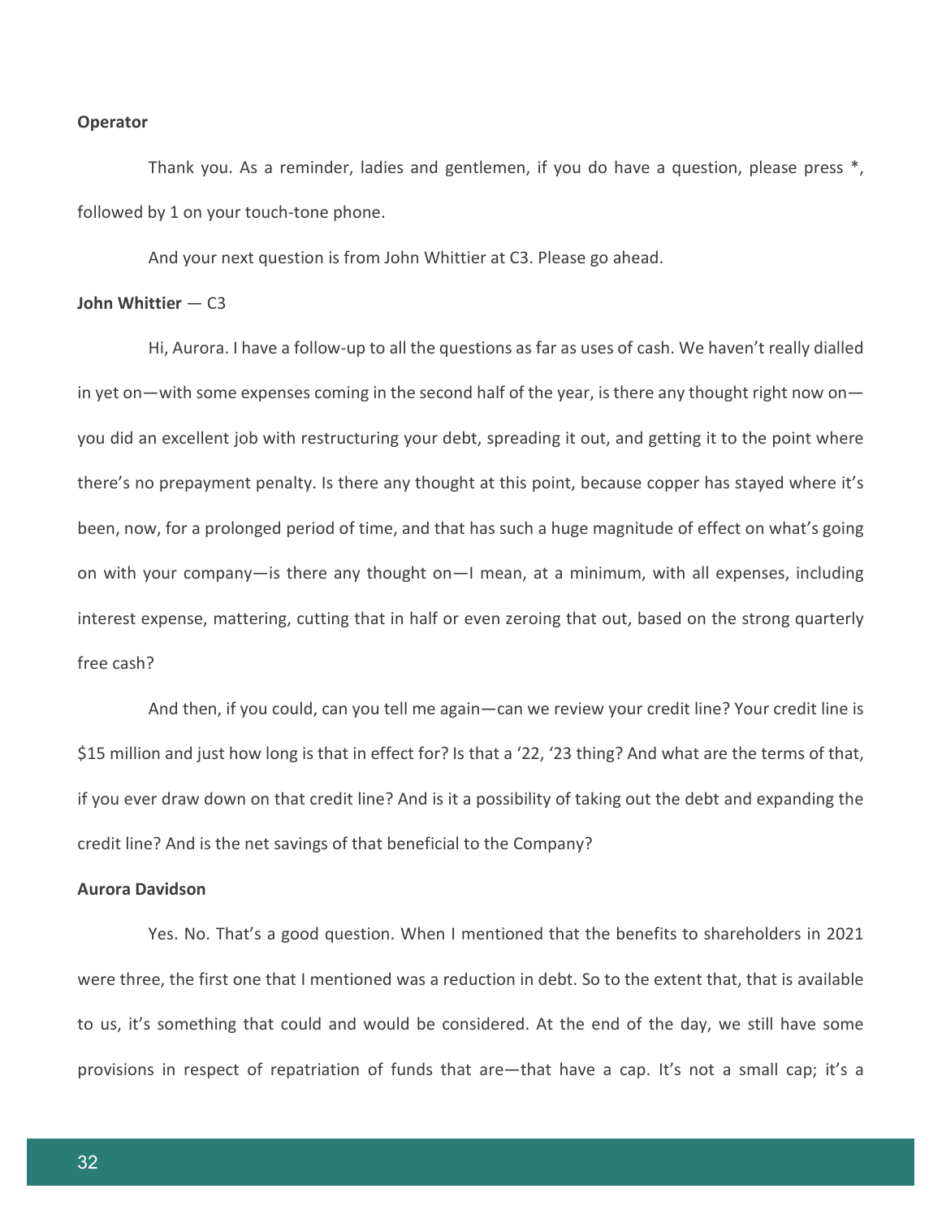**Operator**

Thank you. As a reminder, ladies and gentlemen, if you do have a question, please press *, followed by 1 on your touch-tone phone.

And your next question is from John Whittier at C3. Please go ahead.

**John Whittier** — C3

Hi, Aurora. I have a follow-up to all the questions as far as uses of cash. We haven't really dialled in yet on—with some expenses coming in the second half of the year, is there any thought right now on—you did an excellent job with restructuring your debt, spreading it out, and getting it to the point where there's no prepayment penalty. Is there any thought at this point, because copper has stayed where it's been, now, for a prolonged period of time, and that has such a huge magnitude of effect on what's going on with your company—is there any thought on—I mean, at a minimum, with all expenses, including interest expense, mattering, cutting that in half or even zeroing that out, based on the strong quarterly free cash?

And then, if you could, can you tell me again—can we review your credit line? Your credit line is $15 million and just how long is that in effect for? Is that a '22, '23 thing? And what are the terms of that, if you ever draw down on that credit line? And is it a possibility of taking out the debt and expanding the credit line? And is the net savings of that beneficial to the Company?

**Aurora Davidson**

Yes. No. That's a good question. When I mentioned that the benefits to shareholders in 2021 were three, the first one that I mentioned was a reduction in debt. So to the extent that, that is available to us, it's something that could and would be considered. At the end of the day, we still have some provisions in respect of repatriation of funds that are—that have a cap. It's not a small cap; it's a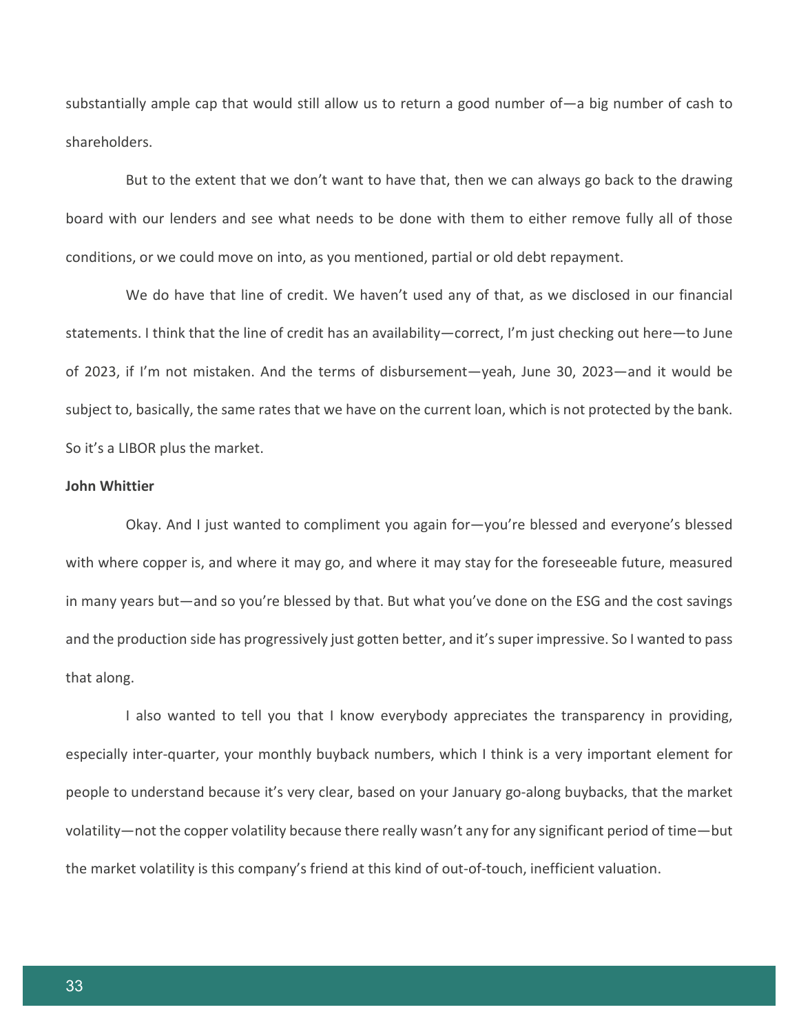substantially ample cap that would still allow us to return a good number of—a big number of cash to shareholders.

But to the extent that we don't want to have that, then we can always go back to the drawing board with our lenders and see what needs to be done with them to either remove fully all of those conditions, or we could move on into, as you mentioned, partial or old debt repayment.

We do have that line of credit. We haven't used any of that, as we disclosed in our financial statements. I think that the line of credit has an availability—correct, I'm just checking out here—to June of 2023, if I'm not mistaken. And the terms of disbursement—yeah, June 30, 2023—and it would be subject to, basically, the same rates that we have on the current loan, which is not protected by the bank. So it's a LIBOR plus the market.

**John Whittier**

Okay. And I just wanted to compliment you again for—you're blessed and everyone's blessed with where copper is, and where it may go, and where it may stay for the foreseeable future, measured in many years but—and so you're blessed by that. But what you've done on the ESG and the cost savings and the production side has progressively just gotten better, and it's super impressive. So I wanted to pass that along.

I also wanted to tell you that I know everybody appreciates the transparency in providing, especially inter-quarter, your monthly buyback numbers, which I think is a very important element for people to understand because it's very clear, based on your January go-along buybacks, that the market volatility—not the copper volatility because there really wasn't any for any significant period of time—but the market volatility is this company's friend at this kind of out-of-touch, inefficient valuation.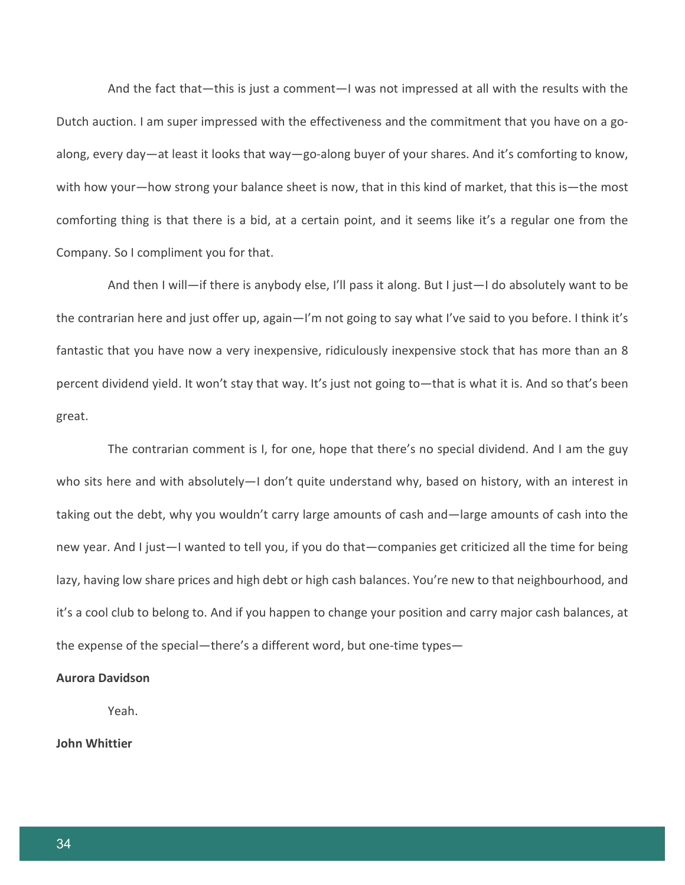And the fact that—this is just a comment—I was not impressed at all with the results with the Dutch auction. I am super impressed with the effectiveness and the commitment that you have on a go-along, every day—at least it looks that way—go-along buyer of your shares. And it's comforting to know, with how your—how strong your balance sheet is now, that in this kind of market, that this is—the most comforting thing is that there is a bid, at a certain point, and it seems like it's a regular one from the Company. So I compliment you for that.

And then I will—if there is anybody else, I'll pass it along. But I just—I do absolutely want to be the contrarian here and just offer up, again—I'm not going to say what I've said to you before. I think it's fantastic that you have now a very inexpensive, ridiculously inexpensive stock that has more than an 8 percent dividend yield. It won't stay that way. It's just not going to—that is what it is. And so that's been great.

The contrarian comment is I, for one, hope that there's no special dividend. And I am the guy who sits here and with absolutely—I don't quite understand why, based on history, with an interest in taking out the debt, why you wouldn't carry large amounts of cash and—large amounts of cash into the new year. And I just—I wanted to tell you, if you do that—companies get criticized all the time for being lazy, having low share prices and high debt or high cash balances. You're new to that neighbourhood, and it's a cool club to belong to. And if you happen to change your position and carry major cash balances, at the expense of the special—there's a different word, but one-time types—

**Aurora Davidson**

Yeah.

**John Whittier**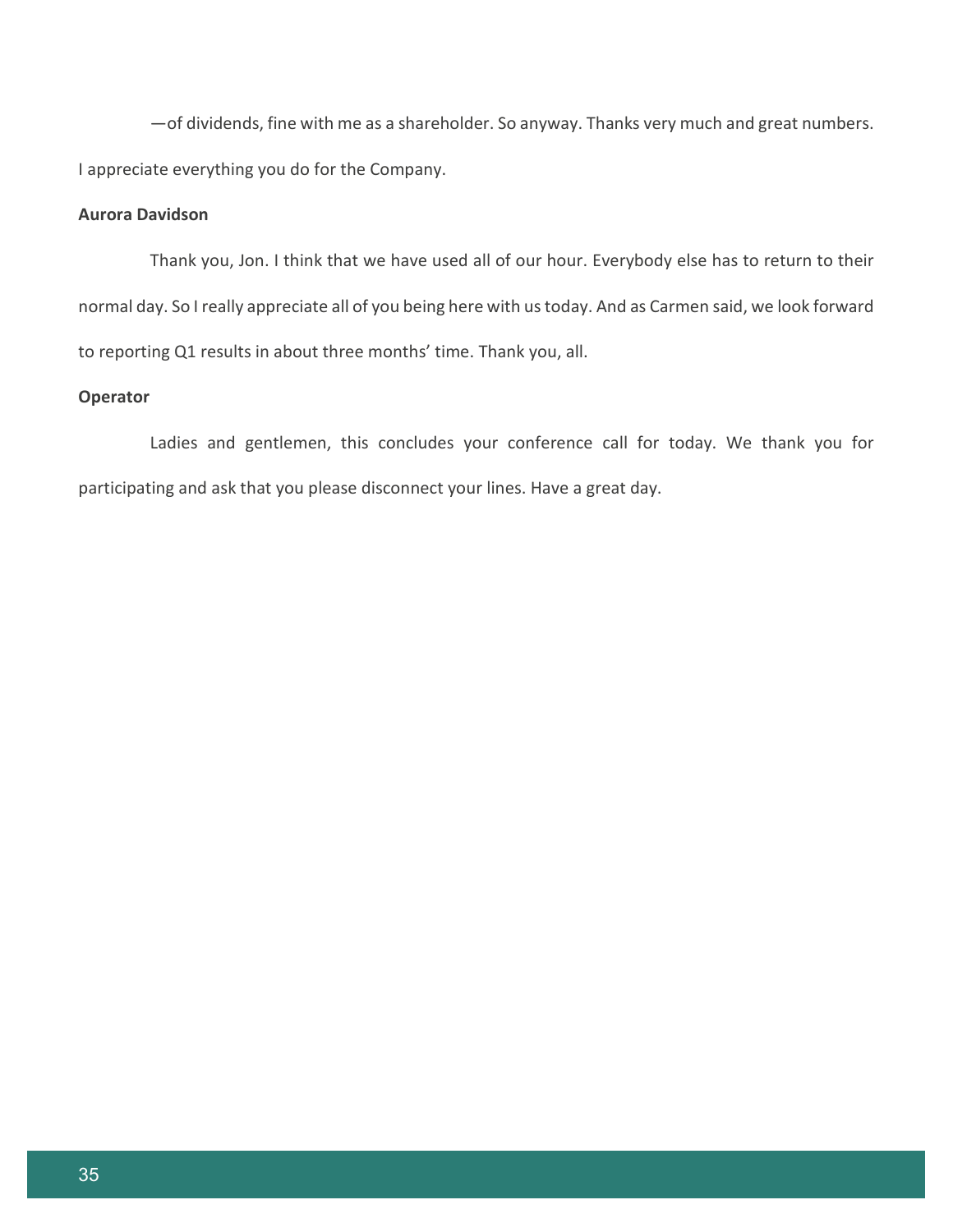—of dividends, fine with me as a shareholder. So anyway. Thanks very much and great numbers. I appreciate everything you do for the Company.

**Aurora Davidson**

Thank you, Jon. I think that we have used all of our hour. Everybody else has to return to their normal day. So I really appreciate all of you being here with us today. And as Carmen said, we look forward to reporting Q1 results in about three months' time. Thank you, all.

**Operator**

Ladies and gentlemen, this concludes your conference call for today. We thank you for participating and ask that you please disconnect your lines. Have a great day.